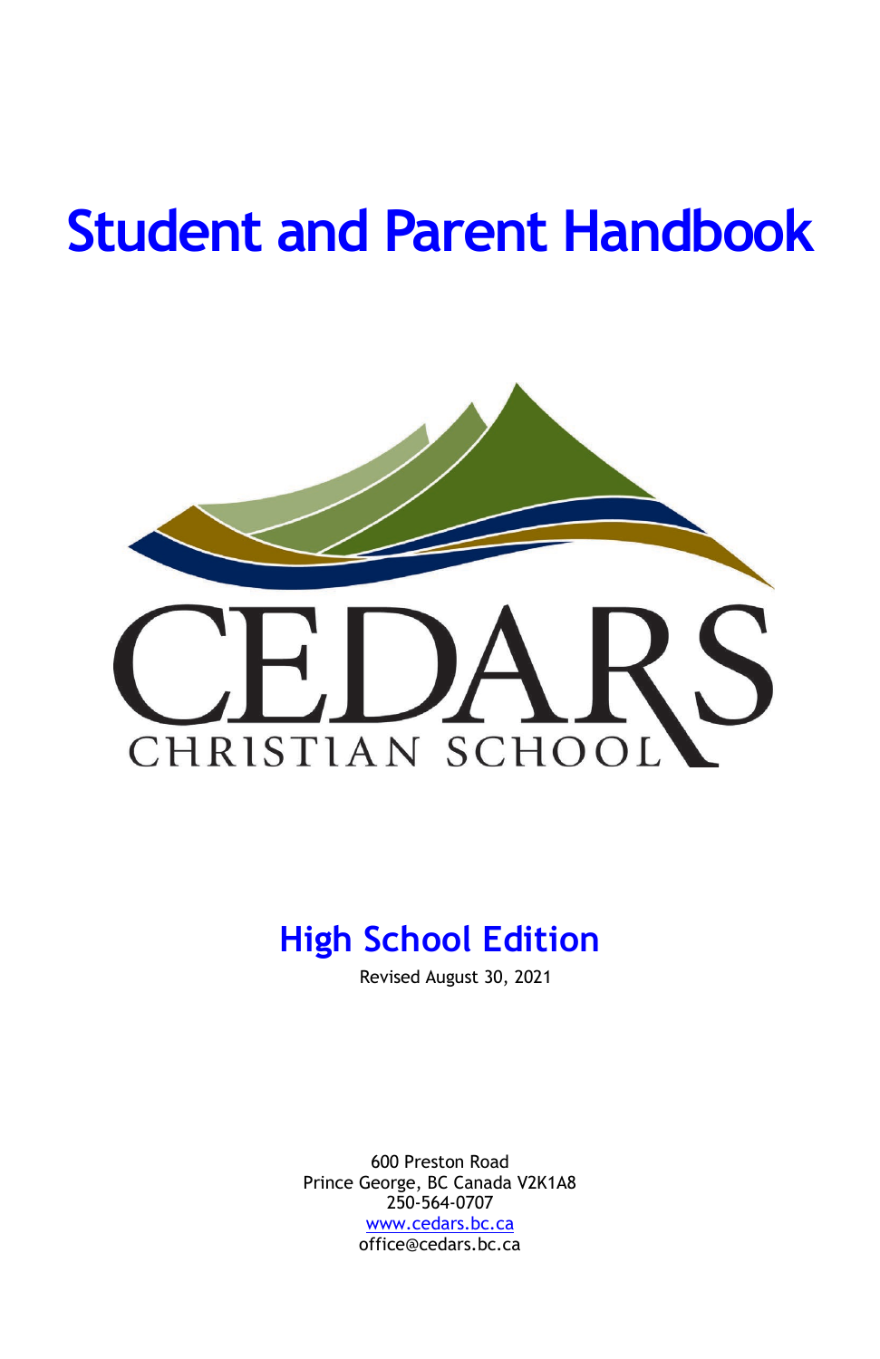# Student and Parent Handbook

CEDARS

CHRISTIAN SCHOOL

## High School Edition

Revised August 30, 2021

600 Preston Road
Prince George, BC Canada V2K1A8
250-564-0707
www.cedars.bc.ca
office@cedars.bc.ca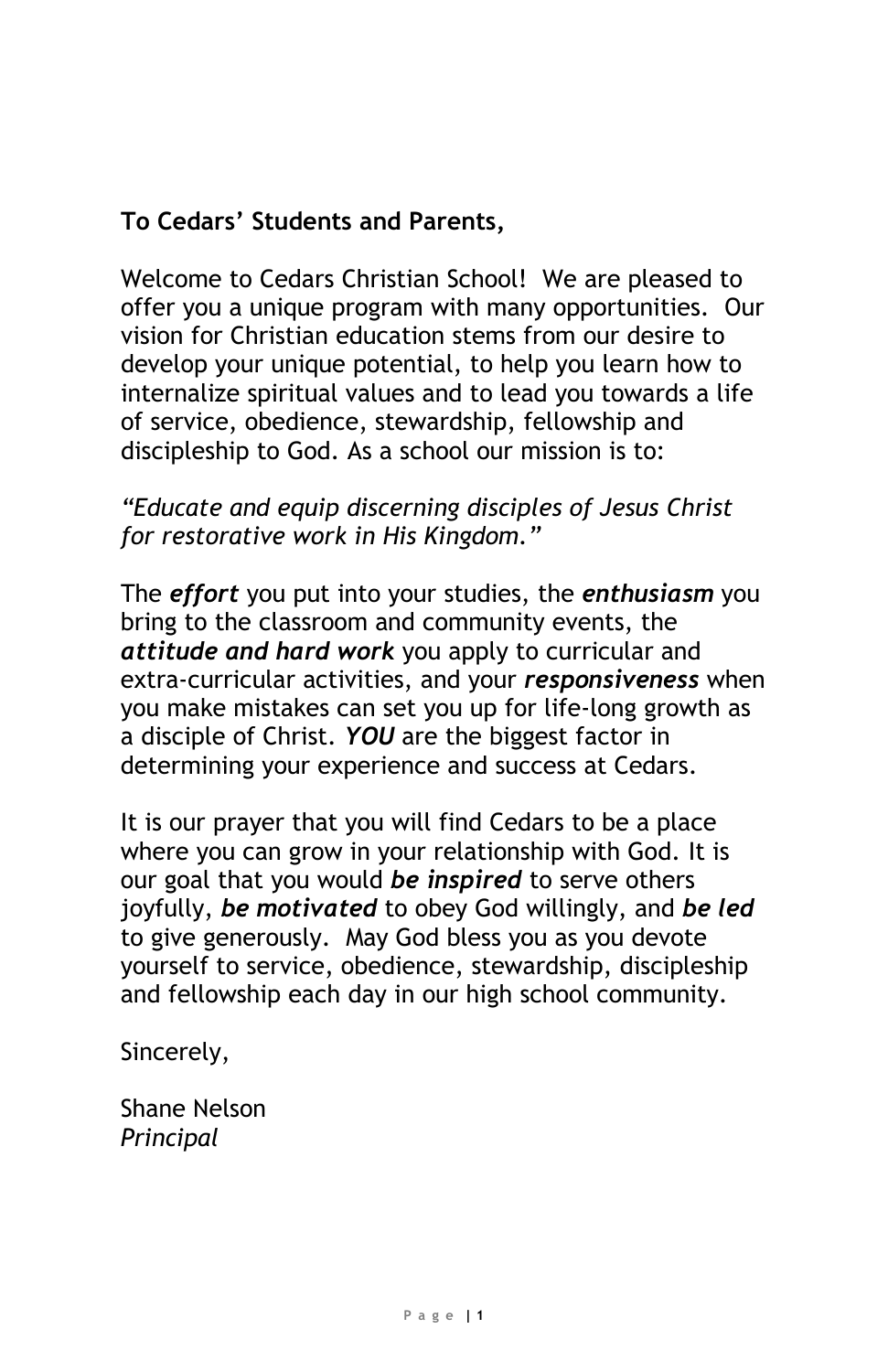**To Cedars' Students and Parents,**

Welcome to Cedars Christian School! We are pleased to offer you a unique program with many opportunities. Our vision for Christian education stems from our desire to develop your unique potential, to help you learn how to internalize spiritual values and to lead you towards a life of service, obedience, stewardship, fellowship and discipleship to God. As a school our mission is to:

*"Educate and equip discerning disciples of Jesus Christ for restorative work in His Kingdom."*

The ***effort*** you put into your studies, the ***enthusiasm*** you bring to the classroom and community events, the ***attitude and hard work*** you apply to curricular and extra-curricular activities, and your ***responsiveness*** when you make mistakes can set you up for life-long growth as a disciple of Christ. ***YOU*** are the biggest factor in determining your experience and success at Cedars.

It is our prayer that you will find Cedars to be a place where you can grow in your relationship with God. It is our goal that you would ***be inspired*** to serve others joyfully, ***be motivated*** to obey God willingly, and ***be led*** to give generously. May God bless you as you devote yourself to service, obedience, stewardship, discipleship and fellowship each day in our high school community.

Sincerely,

Shane Nelson
*Principal*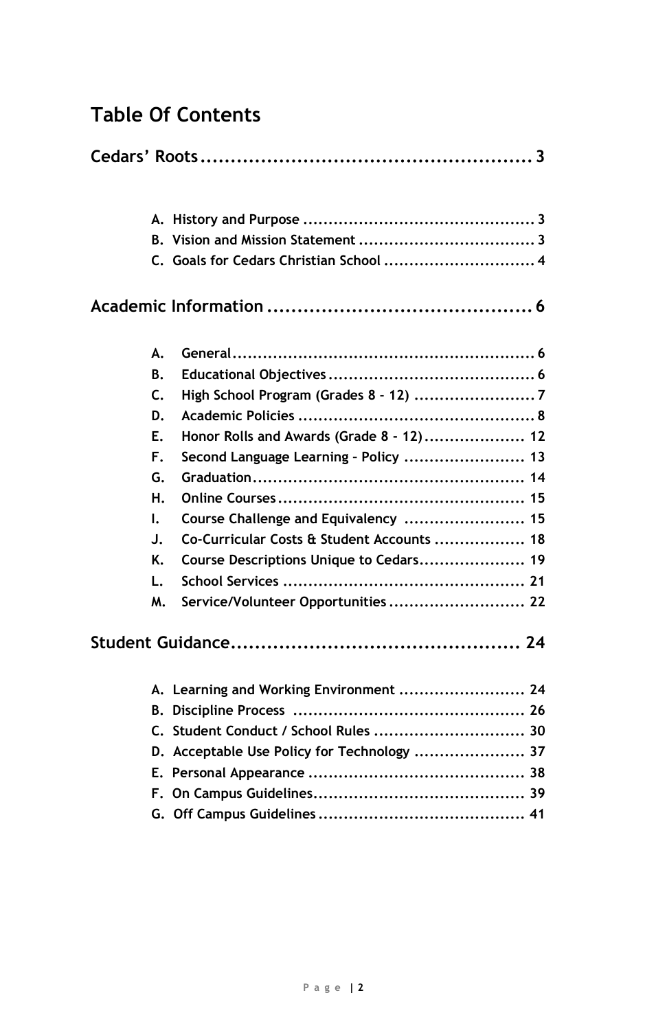# Table Of Contents

## Cedars' Roots ........................................................ 3

- A. History and Purpose ............................................. 3
- B. Vision and Mission Statement .................................. 3
- C. Goals for Cedars Christian School .............................. 4

## Academic Information ............................................. 6

- A. General ............................................................ 6
- B. Educational Objectives ......................................... 6
- C. High School Program (Grades 8 - 12) ........................ 7
- D. Academic Policies ............................................... 8
- E. Honor Rolls and Awards (Grade 8 - 12) .................... 12
- F. Second Language Learning – Policy ........................ 13
- G. Graduation ...................................................... 14
- H. Online Courses ................................................. 15
- I. Course Challenge and Equivalency ........................ 15
- J. Co-Curricular Costs & Student Accounts .................. 18
- K. Course Descriptions Unique to Cedars ..................... 19
- L. School Services ................................................ 21
- M. Service/Volunteer Opportunities ........................... 22

## Student Guidance ................................................ 24

- A. Learning and Working Environment ......................... 24
- B. Discipline Process .............................................. 26
- C. Student Conduct / School Rules .............................. 30
- D. Acceptable Use Policy for Technology ...................... 37
- E. Personal Appearance ........................................... 38
- F. On Campus Guidelines .......................................... 39
- G. Off Campus Guidelines ......................................... 41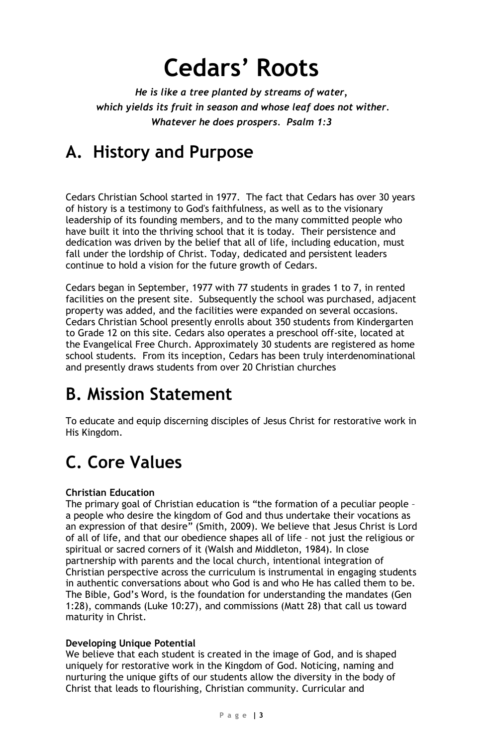# Cedars' Roots

***He is like a tree planted by streams of water,***
***which yields its fruit in season and whose leaf does not wither.***
***Whatever he does prospers. Psalm 1:3***

## A. History and Purpose

Cedars Christian School started in 1977. The fact that Cedars has over 30 years of history is a testimony to God's faithfulness, as well as to the visionary leadership of its founding members, and to the many committed people who have built it into the thriving school that it is today. Their persistence and dedication was driven by the belief that all of life, including education, must fall under the lordship of Christ. Today, dedicated and persistent leaders continue to hold a vision for the future growth of Cedars.

Cedars began in September, 1977 with 77 students in grades 1 to 7, in rented facilities on the present site. Subsequently the school was purchased, adjacent property was added, and the facilities were expanded on several occasions. Cedars Christian School presently enrolls about 350 students from Kindergarten to Grade 12 on this site. Cedars also operates a preschool off-site, located at the Evangelical Free Church. Approximately 30 students are registered as home school students. From its inception, Cedars has been truly interdenominational and presently draws students from over 20 Christian churches

## B. Mission Statement

To educate and equip discerning disciples of Jesus Christ for restorative work in His Kingdom.

## C. Core Values

**Christian Education**
The primary goal of Christian education is "the formation of a peculiar people – a people who desire the kingdom of God and thus undertake their vocations as an expression of that desire" (Smith, 2009). We believe that Jesus Christ is Lord of all of life, and that our obedience shapes all of life – not just the religious or spiritual or sacred corners of it (Walsh and Middleton, 1984). In close partnership with parents and the local church, intentional integration of Christian perspective across the curriculum is instrumental in engaging students in authentic conversations about who God is and who He has called them to be. The Bible, God's Word, is the foundation for understanding the mandates (Gen 1:28), commands (Luke 10:27), and commissions (Matt 28) that call us toward maturity in Christ.

**Developing Unique Potential**
We believe that each student is created in the image of God, and is shaped uniquely for restorative work in the Kingdom of God. Noticing, naming and nurturing the unique gifts of our students allow the diversity in the body of Christ that leads to flourishing, Christian community. Curricular and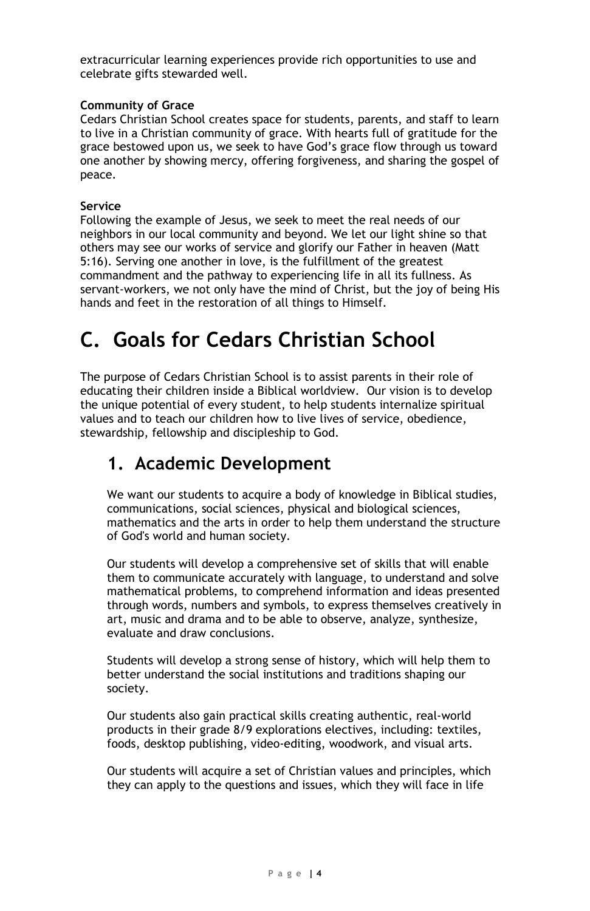extracurricular learning experiences provide rich opportunities to use and celebrate gifts stewarded well.

**Community of Grace**
Cedars Christian School creates space for students, parents, and staff to learn to live in a Christian community of grace. With hearts full of gratitude for the grace bestowed upon us, we seek to have God's grace flow through us toward one another by showing mercy, offering forgiveness, and sharing the gospel of peace.

**Service**
Following the example of Jesus, we seek to meet the real needs of our neighbors in our local community and beyond. We let our light shine so that others may see our works of service and glorify our Father in heaven (Matt 5:16). Serving one another in love, is the fulfillment of the greatest commandment and the pathway to experiencing life in all its fullness. As servant-workers, we not only have the mind of Christ, but the joy of being His hands and feet in the restoration of all things to Himself.

# C. Goals for Cedars Christian School

The purpose of Cedars Christian School is to assist parents in their role of educating their children inside a Biblical worldview. Our vision is to develop the unique potential of every student, to help students internalize spiritual values and to teach our children how to live lives of service, obedience, stewardship, fellowship and discipleship to God.

## 1. Academic Development

We want our students to acquire a body of knowledge in Biblical studies, communications, social sciences, physical and biological sciences, mathematics and the arts in order to help them understand the structure of God's world and human society.

Our students will develop a comprehensive set of skills that will enable them to communicate accurately with language, to understand and solve mathematical problems, to comprehend information and ideas presented through words, numbers and symbols, to express themselves creatively in art, music and drama and to be able to observe, analyze, synthesize, evaluate and draw conclusions.

Students will develop a strong sense of history, which will help them to better understand the social institutions and traditions shaping our society.

Our students also gain practical skills creating authentic, real-world products in their grade 8/9 explorations electives, including: textiles, foods, desktop publishing, video-editing, woodwork, and visual arts.

Our students will acquire a set of Christian values and principles, which they can apply to the questions and issues, which they will face in life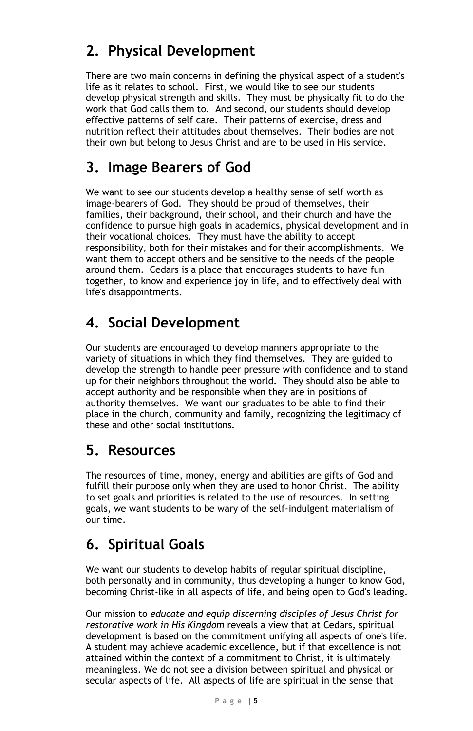## 2. Physical Development

There are two main concerns in defining the physical aspect of a student's life as it relates to school. First, we would like to see our students develop physical strength and skills. They must be physically fit to do the work that God calls them to. And second, our students should develop effective patterns of self care. Their patterns of exercise, dress and nutrition reflect their attitudes about themselves. Their bodies are not their own but belong to Jesus Christ and are to be used in His service.

## 3. Image Bearers of God

We want to see our students develop a healthy sense of self worth as image-bearers of God. They should be proud of themselves, their families, their background, their school, and their church and have the confidence to pursue high goals in academics, physical development and in their vocational choices. They must have the ability to accept responsibility, both for their mistakes and for their accomplishments. We want them to accept others and be sensitive to the needs of the people around them. Cedars is a place that encourages students to have fun together, to know and experience joy in life, and to effectively deal with life's disappointments.

## 4. Social Development

Our students are encouraged to develop manners appropriate to the variety of situations in which they find themselves. They are guided to develop the strength to handle peer pressure with confidence and to stand up for their neighbors throughout the world. They should also be able to accept authority and be responsible when they are in positions of authority themselves. We want our graduates to be able to find their place in the church, community and family, recognizing the legitimacy of these and other social institutions.

## 5. Resources

The resources of time, money, energy and abilities are gifts of God and fulfill their purpose only when they are used to honor Christ. The ability to set goals and priorities is related to the use of resources. In setting goals, we want students to be wary of the self-indulgent materialism of our time.

## 6. Spiritual Goals

We want our students to develop habits of regular spiritual discipline, both personally and in community, thus developing a hunger to know God, becoming Christ-like in all aspects of life, and being open to God's leading.

Our mission to *educate and equip discerning disciples of Jesus Christ for restorative work in His Kingdom* reveals a view that at Cedars, spiritual development is based on the commitment unifying all aspects of one's life. A student may achieve academic excellence, but if that excellence is not attained within the context of a commitment to Christ, it is ultimately meaningless. We do not see a division between spiritual and physical or secular aspects of life. All aspects of life are spiritual in the sense that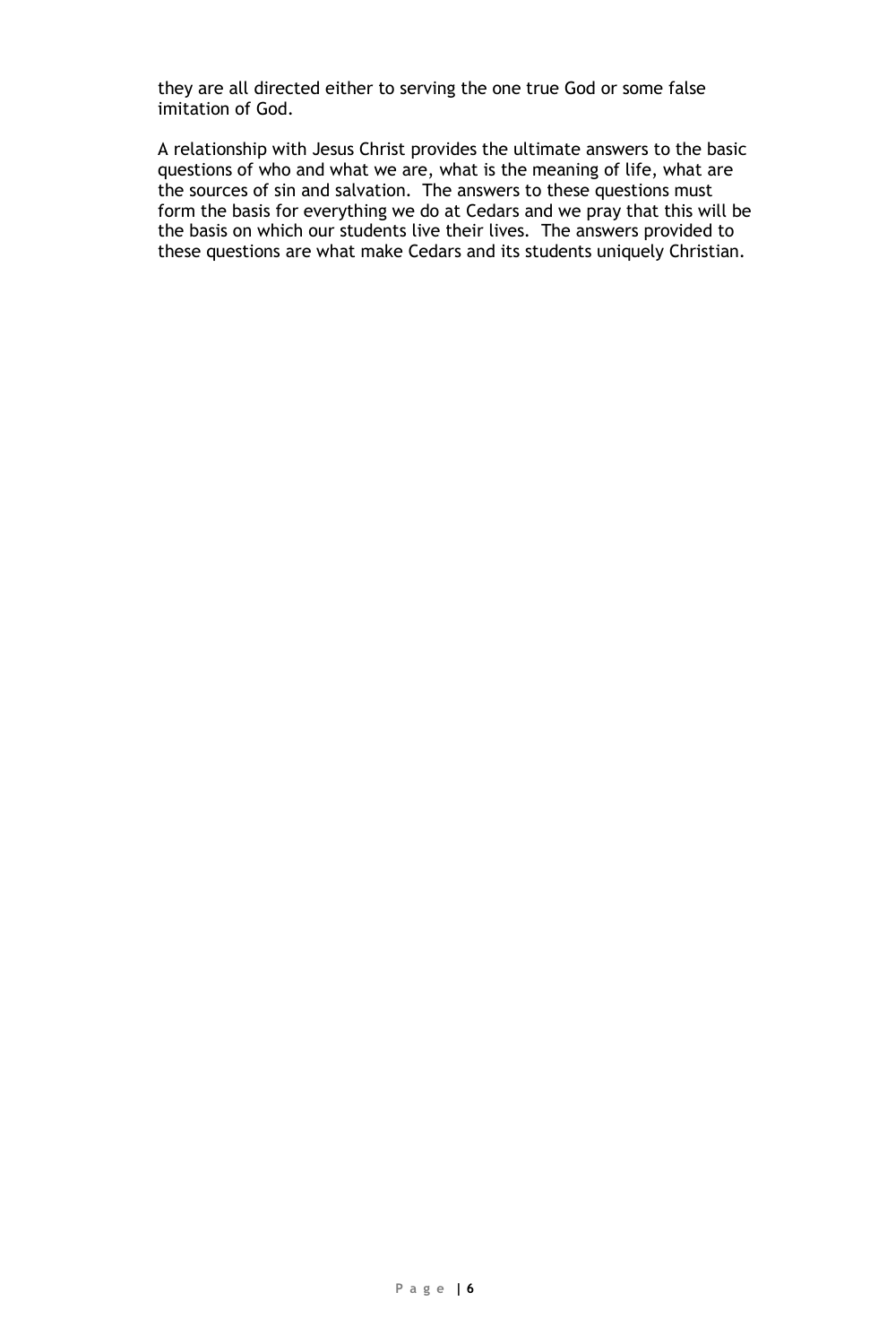they are all directed either to serving the one true God or some false imitation of God.

A relationship with Jesus Christ provides the ultimate answers to the basic questions of who and what we are, what is the meaning of life, what are the sources of sin and salvation. The answers to these questions must form the basis for everything we do at Cedars and we pray that this will be the basis on which our students live their lives. The answers provided to these questions are what make Cedars and its students uniquely Christian.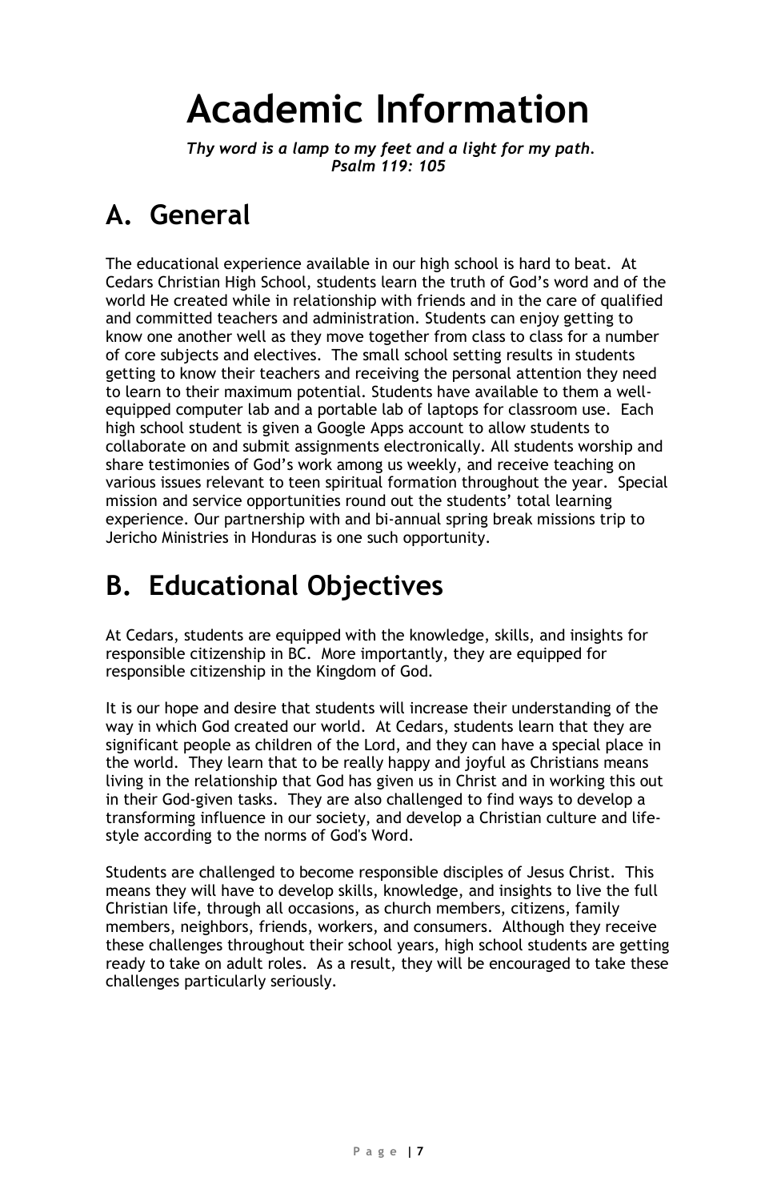# Academic Information

*Thy word is a lamp to my feet and a light for my path.*
*Psalm 119: 105*

## A. General

The educational experience available in our high school is hard to beat. At Cedars Christian High School, students learn the truth of God's word and of the world He created while in relationship with friends and in the care of qualified and committed teachers and administration. Students can enjoy getting to know one another well as they move together from class to class for a number of core subjects and electives. The small school setting results in students getting to know their teachers and receiving the personal attention they need to learn to their maximum potential. Students have available to them a well-equipped computer lab and a portable lab of laptops for classroom use. Each high school student is given a Google Apps account to allow students to collaborate on and submit assignments electronically. All students worship and share testimonies of God's work among us weekly, and receive teaching on various issues relevant to teen spiritual formation throughout the year. Special mission and service opportunities round out the students' total learning experience. Our partnership with and bi-annual spring break missions trip to Jericho Ministries in Honduras is one such opportunity.

## B. Educational Objectives

At Cedars, students are equipped with the knowledge, skills, and insights for responsible citizenship in BC. More importantly, they are equipped for responsible citizenship in the Kingdom of God.

It is our hope and desire that students will increase their understanding of the way in which God created our world. At Cedars, students learn that they are significant people as children of the Lord, and they can have a special place in the world. They learn that to be really happy and joyful as Christians means living in the relationship that God has given us in Christ and in working this out in their God-given tasks. They are also challenged to find ways to develop a transforming influence in our society, and develop a Christian culture and life-style according to the norms of God's Word.

Students are challenged to become responsible disciples of Jesus Christ. This means they will have to develop skills, knowledge, and insights to live the full Christian life, through all occasions, as church members, citizens, family members, neighbors, friends, workers, and consumers. Although they receive these challenges throughout their school years, high school students are getting ready to take on adult roles. As a result, they will be encouraged to take these challenges particularly seriously.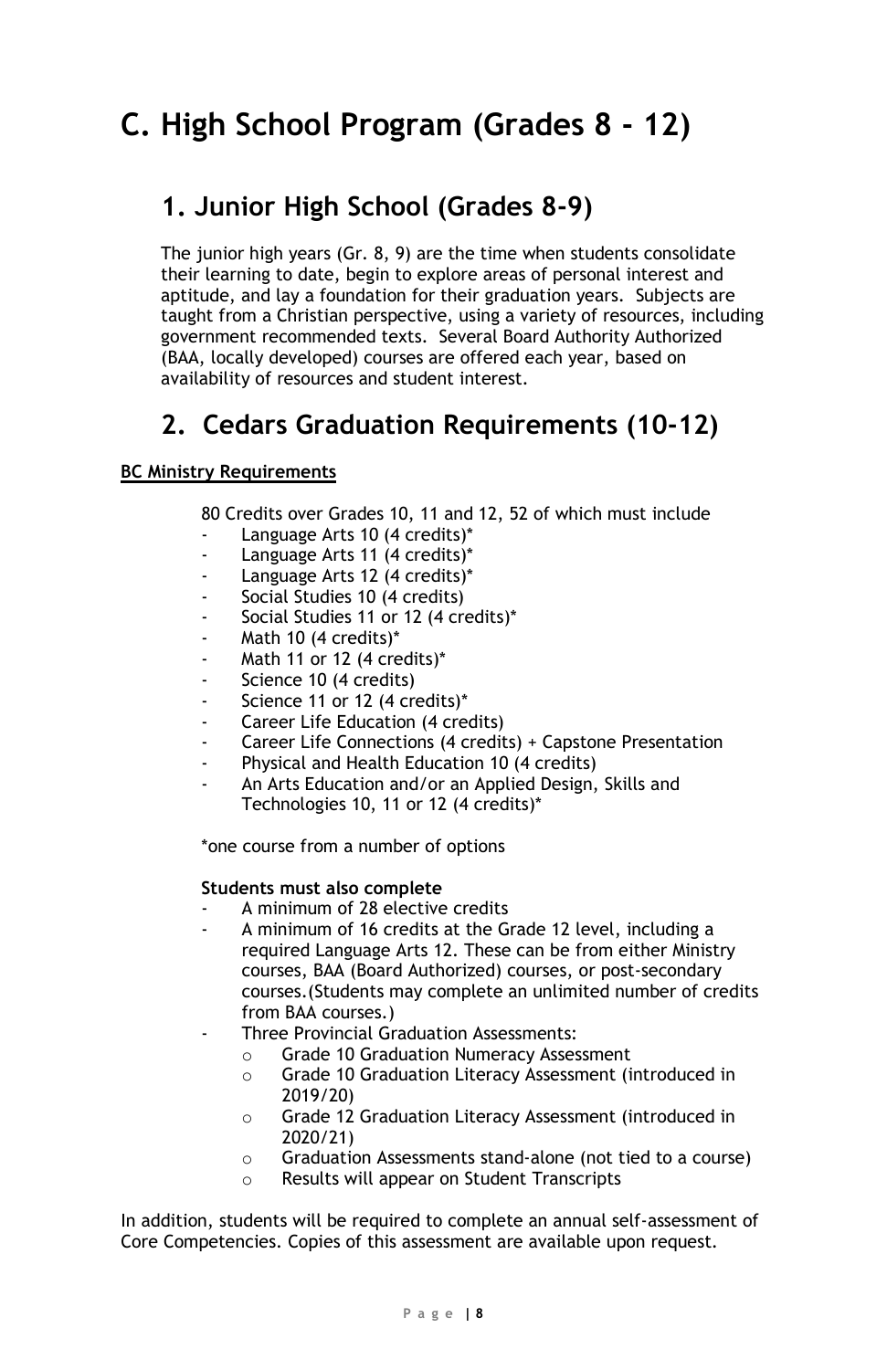# C. High School Program (Grades 8 - 12)

## 1. Junior High School (Grades 8-9)

The junior high years (Gr. 8, 9) are the time when students consolidate their learning to date, begin to explore areas of personal interest and aptitude, and lay a foundation for their graduation years. Subjects are taught from a Christian perspective, using a variety of resources, including government recommended texts. Several Board Authority Authorized (BAA, locally developed) courses are offered each year, based on availability of resources and student interest.

## 2. Cedars Graduation Requirements (10-12)

**BC Ministry Requirements**

80 Credits over Grades 10, 11 and 12, 52 of which must include

- Language Arts 10 (4 credits)*
- Language Arts 11 (4 credits)*
- Language Arts 12 (4 credits)*
- Social Studies 10 (4 credits)
- Social Studies 11 or 12 (4 credits)*
- Math 10 (4 credits)*
- Math 11 or 12 (4 credits)*
- Science 10 (4 credits)
- Science 11 or 12 (4 credits)*
- Career Life Education (4 credits)
- Career Life Connections (4 credits) + Capstone Presentation
- Physical and Health Education 10 (4 credits)
- An Arts Education and/or an Applied Design, Skills and Technologies 10, 11 or 12 (4 credits)*

*one course from a number of options

**Students must also complete**

- A minimum of 28 elective credits
- A minimum of 16 credits at the Grade 12 level, including a required Language Arts 12. These can be from either Ministry courses, BAA (Board Authorized) courses, or post-secondary courses.(Students may complete an unlimited number of credits from BAA courses.)
- Three Provincial Graduation Assessments:
  - Grade 10 Graduation Numeracy Assessment
  - Grade 10 Graduation Literacy Assessment (introduced in 2019/20)
  - Grade 12 Graduation Literacy Assessment (introduced in 2020/21)
  - Graduation Assessments stand-alone (not tied to a course)
  - Results will appear on Student Transcripts

In addition, students will be required to complete an annual self-assessment of Core Competencies. Copies of this assessment are available upon request.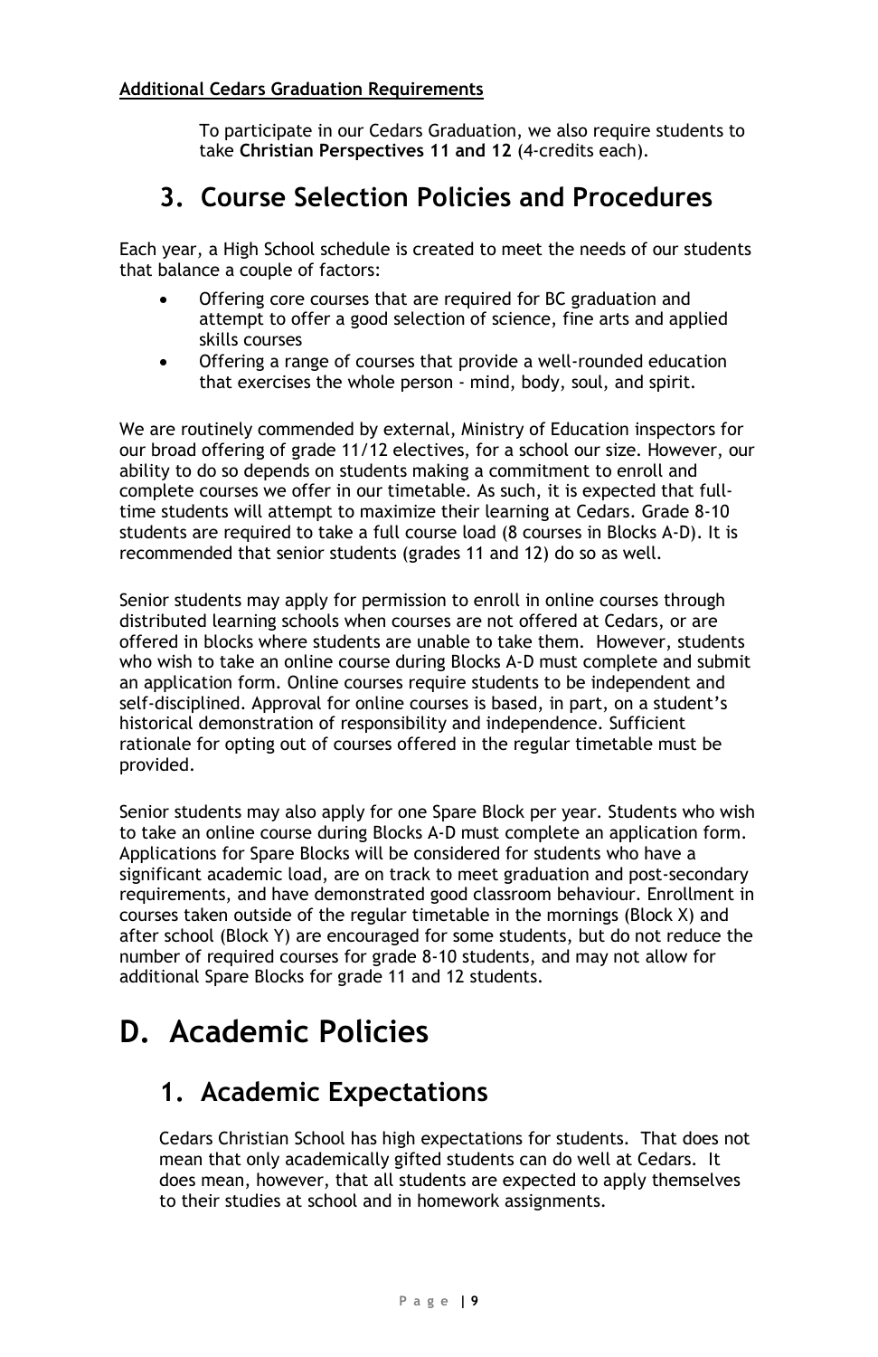**Additional Cedars Graduation Requirements**

To participate in our Cedars Graduation, we also require students to take **Christian Perspectives 11 and 12** (4-credits each).

## 3. Course Selection Policies and Procedures

Each year, a High School schedule is created to meet the needs of our students that balance a couple of factors:

- Offering core courses that are required for BC graduation and attempt to offer a good selection of science, fine arts and applied skills courses
- Offering a range of courses that provide a well-rounded education that exercises the whole person - mind, body, soul, and spirit.

We are routinely commended by external, Ministry of Education inspectors for our broad offering of grade 11/12 electives, for a school our size. However, our ability to do so depends on students making a commitment to enroll and complete courses we offer in our timetable. As such, it is expected that full-time students will attempt to maximize their learning at Cedars. Grade 8-10 students are required to take a full course load (8 courses in Blocks A-D). It is recommended that senior students (grades 11 and 12) do so as well.

Senior students may apply for permission to enroll in online courses through distributed learning schools when courses are not offered at Cedars, or are offered in blocks where students are unable to take them. However, students who wish to take an online course during Blocks A-D must complete and submit an application form. Online courses require students to be independent and self-disciplined. Approval for online courses is based, in part, on a student's historical demonstration of responsibility and independence. Sufficient rationale for opting out of courses offered in the regular timetable must be provided.

Senior students may also apply for one Spare Block per year. Students who wish to take an online course during Blocks A-D must complete an application form. Applications for Spare Blocks will be considered for students who have a significant academic load, are on track to meet graduation and post-secondary requirements, and have demonstrated good classroom behaviour. Enrollment in courses taken outside of the regular timetable in the mornings (Block X) and after school (Block Y) are encouraged for some students, but do not reduce the number of required courses for grade 8-10 students, and may not allow for additional Spare Blocks for grade 11 and 12 students.

# D. Academic Policies

## 1. Academic Expectations

Cedars Christian School has high expectations for students. That does not mean that only academically gifted students can do well at Cedars. It does mean, however, that all students are expected to apply themselves to their studies at school and in homework assignments.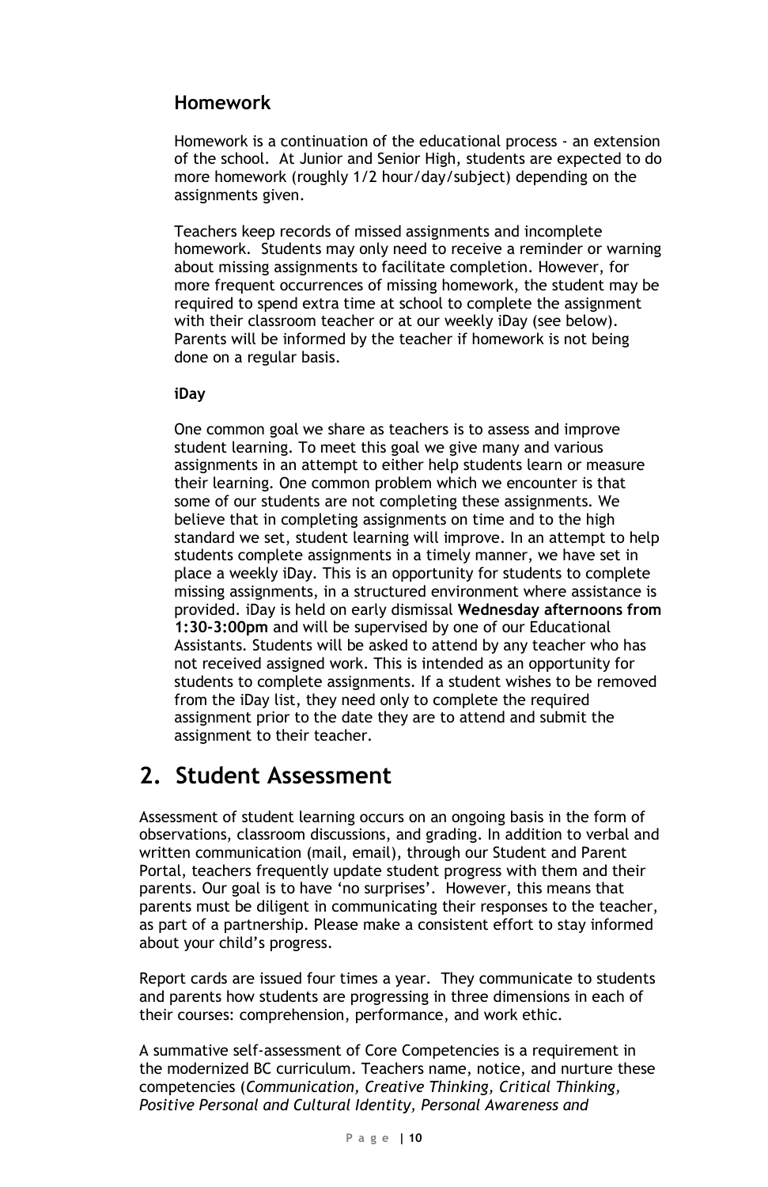### Homework

Homework is a continuation of the educational process - an extension of the school. At Junior and Senior High, students are expected to do more homework (roughly 1/2 hour/day/subject) depending on the assignments given.

Teachers keep records of missed assignments and incomplete homework. Students may only need to receive a reminder or warning about missing assignments to facilitate completion. However, for more frequent occurrences of missing homework, the student may be required to spend extra time at school to complete the assignment with their classroom teacher or at our weekly iDay (see below). Parents will be informed by the teacher if homework is not being done on a regular basis.

#### iDay

One common goal we share as teachers is to assess and improve student learning. To meet this goal we give many and various assignments in an attempt to either help students learn or measure their learning. One common problem which we encounter is that some of our students are not completing these assignments. We believe that in completing assignments on time and to the high standard we set, student learning will improve. In an attempt to help students complete assignments in a timely manner, we have set in place a weekly iDay. This is an opportunity for students to complete missing assignments, in a structured environment where assistance is provided. iDay is held on early dismissal **Wednesday afternoons from 1:30-3:00pm** and will be supervised by one of our Educational Assistants. Students will be asked to attend by any teacher who has not received assigned work. This is intended as an opportunity for students to complete assignments. If a student wishes to be removed from the iDay list, they need only to complete the required assignment prior to the date they are to attend and submit the assignment to their teacher.

## 2. Student Assessment

Assessment of student learning occurs on an ongoing basis in the form of observations, classroom discussions, and grading. In addition to verbal and written communication (mail, email), through our Student and Parent Portal, teachers frequently update student progress with them and their parents. Our goal is to have 'no surprises'. However, this means that parents must be diligent in communicating their responses to the teacher, as part of a partnership. Please make a consistent effort to stay informed about your child's progress.

Report cards are issued four times a year. They communicate to students and parents how students are progressing in three dimensions in each of their courses: comprehension, performance, and work ethic.

A summative self-assessment of Core Competencies is a requirement in the modernized BC curriculum. Teachers name, notice, and nurture these competencies (*Communication, Creative Thinking, Critical Thinking, Positive Personal and Cultural Identity, Personal Awareness and*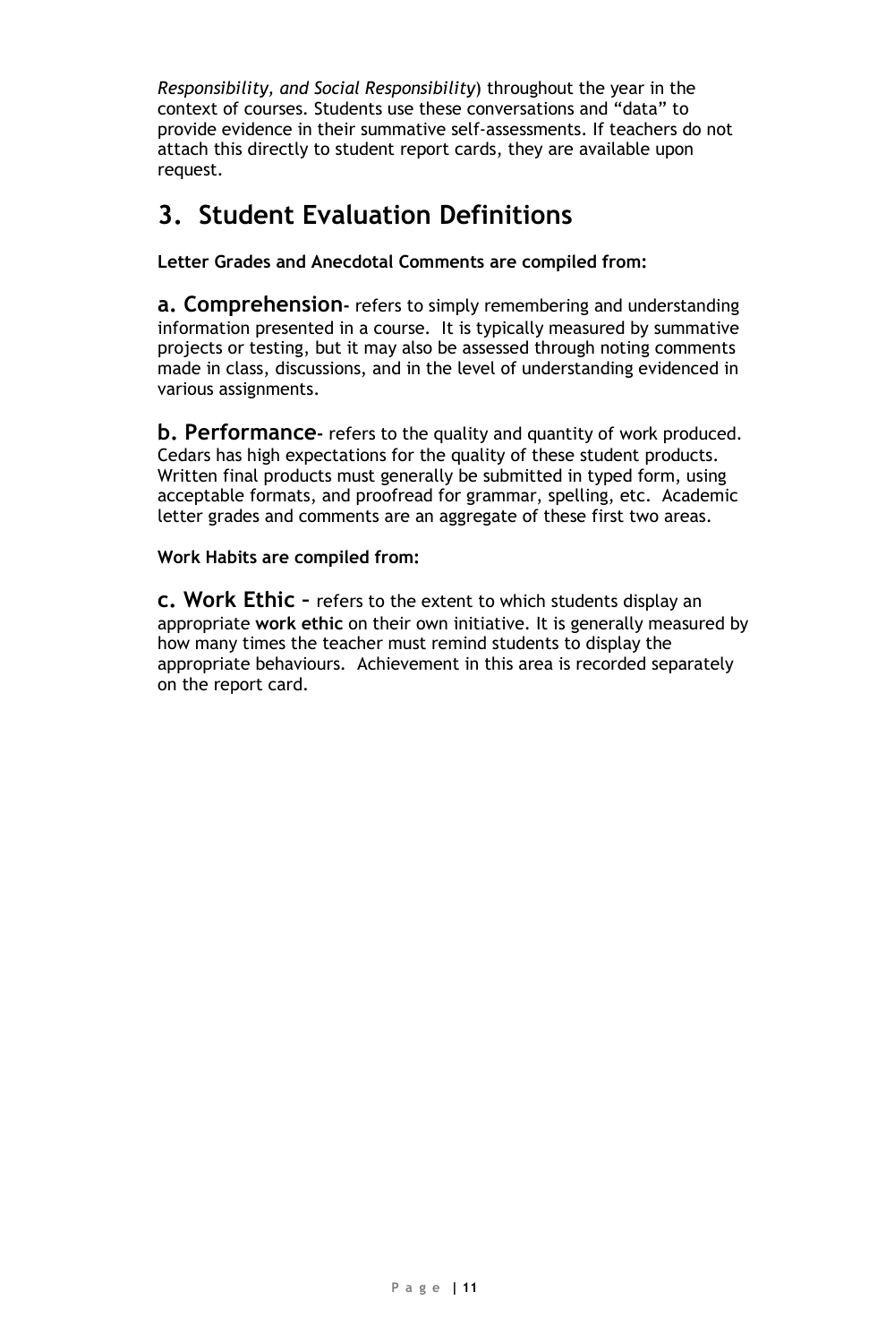*Responsibility, and Social Responsibility*) throughout the year in the context of courses. Students use these conversations and "data" to provide evidence in their summative self-assessments. If teachers do not attach this directly to student report cards, they are available upon request.

## 3. Student Evaluation Definitions

**Letter Grades and Anecdotal Comments are compiled from:**

**a. Comprehension**- refers to simply remembering and understanding information presented in a course. It is typically measured by summative projects or testing, but it may also be assessed through noting comments made in class, discussions, and in the level of understanding evidenced in various assignments.

**b. Performance**- refers to the quality and quantity of work produced. Cedars has high expectations for the quality of these student products. Written final products must generally be submitted in typed form, using acceptable formats, and proofread for grammar, spelling, etc. Academic letter grades and comments are an aggregate of these first two areas.

**Work Habits are compiled from:**

**c. Work Ethic** – refers to the extent to which students display an appropriate **work ethic** on their own initiative. It is generally measured by how many times the teacher must remind students to display the appropriate behaviours. Achievement in this area is recorded separately on the report card.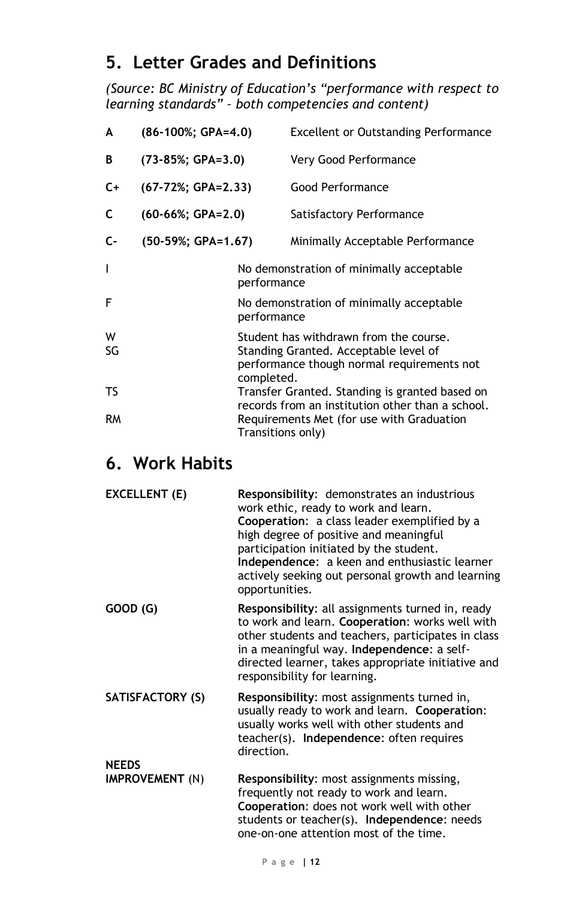## 5. Letter Grades and Definitions

*(Source: BC Ministry of Education's "performance with respect to learning standards" – both competencies and content)*

| Grade | Range | Definition |
|---|---|---|
| **A** | **(86-100%; GPA=4.0)** | Excellent or Outstanding Performance |
| **B** | **(73-85%; GPA=3.0)** | Very Good Performance |
| **C+** | **(67-72%; GPA=2.33)** | Good Performance |
| **C** | **(60-66%; GPA=2.0)** | Satisfactory Performance |
| **C-** | **(50-59%; GPA=1.67)** | Minimally Acceptable Performance |
| I | | No demonstration of minimally acceptable performance |
| F | | No demonstration of minimally acceptable performance |
| W | | Student has withdrawn from the course. |
| SG | | Standing Granted. Acceptable level of performance though normal requirements not completed. |
| TS | | Transfer Granted. Standing is granted based on records from an institution other than a school. |
| RM | | Requirements Met (for use with Graduation Transitions only) |

## 6. Work Habits

| Rating | Description |
|---|---|
| **EXCELLENT (E)** | **Responsibility**: demonstrates an industrious work ethic, ready to work and learn. **Cooperation**: a class leader exemplified by a high degree of positive and meaningful participation initiated by the student. **Independence**: a keen and enthusiastic learner actively seeking out personal growth and learning opportunities. |
| **GOOD (G)** | **Responsibility**: all assignments turned in, ready to work and learn. **Cooperation**: works well with other students and teachers, participates in class in a meaningful way. **Independence**: a self-directed learner, takes appropriate initiative and responsibility for learning. |
| **SATISFACTORY (S)** | **Responsibility**: most assignments turned in, usually ready to work and learn. **Cooperation**: usually works well with other students and teacher(s). **Independence**: often requires direction. |
| **NEEDS IMPROVEMENT** (N) | **Responsibility**: most assignments missing, frequently not ready to work and learn. **Cooperation**: does not work well with other students or teacher(s). **Independence**: needs one-on-one attention most of the time. |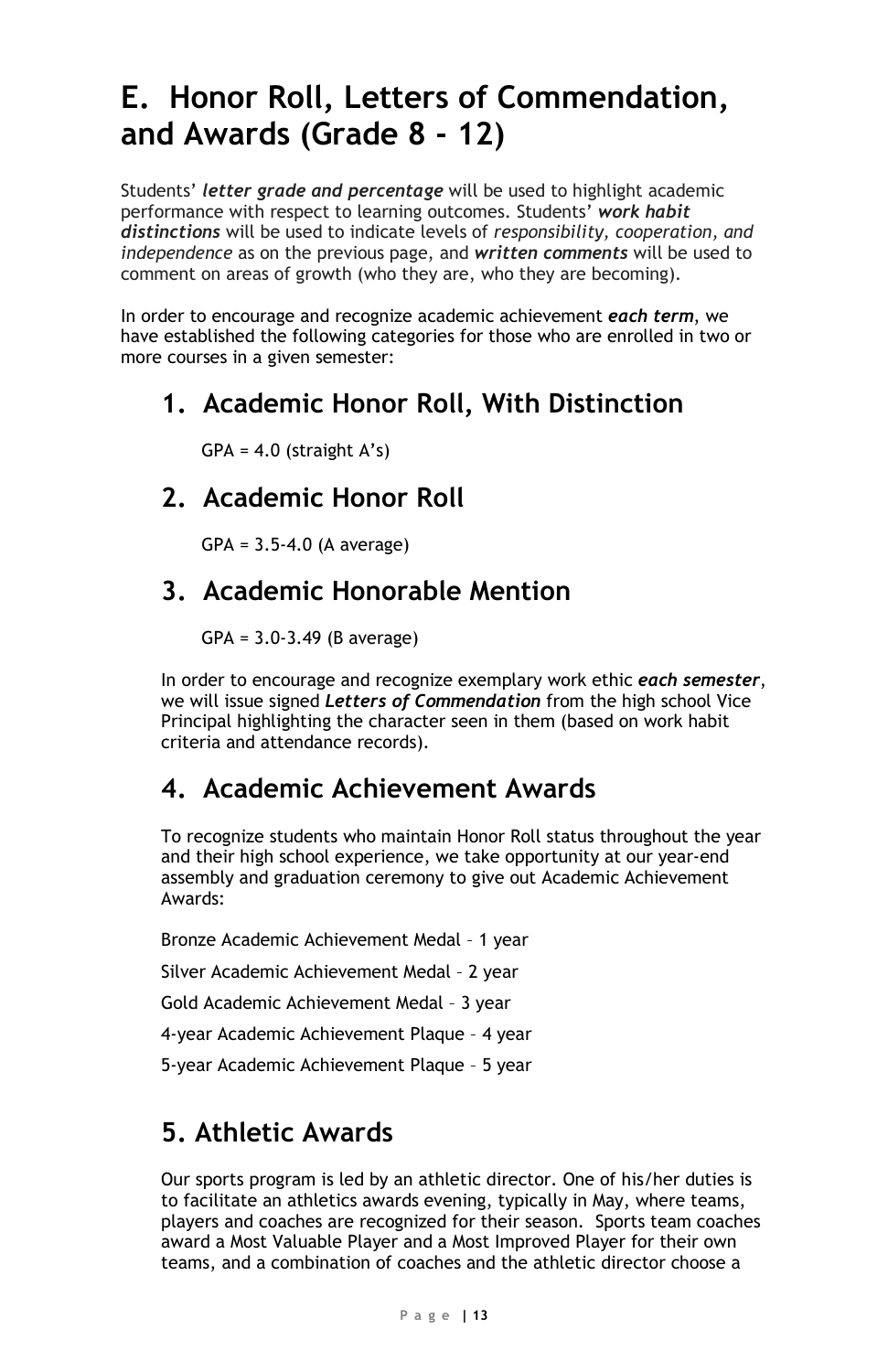# E. Honor Roll, Letters of Commendation, and Awards (Grade 8 - 12)

Students' ***letter grade and percentage*** will be used to highlight academic performance with respect to learning outcomes. Students' ***work habit distinctions*** will be used to indicate levels of *responsibility, cooperation, and independence* as on the previous page, and ***written comments*** will be used to comment on areas of growth (who they are, who they are becoming).

In order to encourage and recognize academic achievement ***each term***, we have established the following categories for those who are enrolled in two or more courses in a given semester:

## 1. Academic Honor Roll, With Distinction

GPA = 4.0 (straight A's)

## 2. Academic Honor Roll

GPA = 3.5-4.0 (A average)

## 3. Academic Honorable Mention

GPA = 3.0-3.49 (B average)

In order to encourage and recognize exemplary work ethic ***each semester***, we will issue signed ***Letters of Commendation*** from the high school Vice Principal highlighting the character seen in them (based on work habit criteria and attendance records).

## 4. Academic Achievement Awards

To recognize students who maintain Honor Roll status throughout the year and their high school experience, we take opportunity at our year-end assembly and graduation ceremony to give out Academic Achievement Awards:

Bronze Academic Achievement Medal – 1 year

Silver Academic Achievement Medal – 2 year

Gold Academic Achievement Medal – 3 year

4-year Academic Achievement Plaque – 4 year

5-year Academic Achievement Plaque – 5 year

## 5. Athletic Awards

Our sports program is led by an athletic director. One of his/her duties is to facilitate an athletics awards evening, typically in May, where teams, players and coaches are recognized for their season. Sports team coaches award a Most Valuable Player and a Most Improved Player for their own teams, and a combination of coaches and the athletic director choose a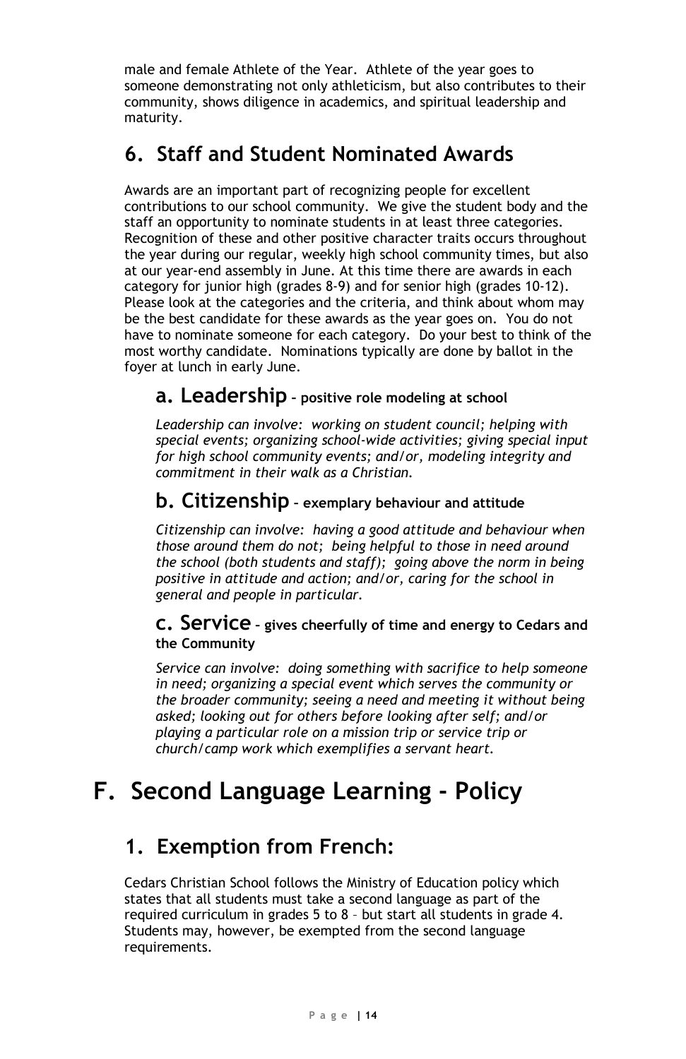male and female Athlete of the Year. Athlete of the year goes to someone demonstrating not only athleticism, but also contributes to their community, shows diligence in academics, and spiritual leadership and maturity.

## 6. Staff and Student Nominated Awards

Awards are an important part of recognizing people for excellent contributions to our school community. We give the student body and the staff an opportunity to nominate students in at least three categories. Recognition of these and other positive character traits occurs throughout the year during our regular, weekly high school community times, but also at our year-end assembly in June. At this time there are awards in each category for junior high (grades 8-9) and for senior high (grades 10-12). Please look at the categories and the criteria, and think about whom may be the best candidate for these awards as the year goes on. You do not have to nominate someone for each category. Do your best to think of the most worthy candidate. Nominations typically are done by ballot in the foyer at lunch in early June.

### a. Leadership – positive role modeling at school

*Leadership can involve: working on student council; helping with special events; organizing school-wide activities; giving special input for high school community events; and/or, modeling integrity and commitment in their walk as a Christian.*

### b. Citizenship – exemplary behaviour and attitude

*Citizenship can involve: having a good attitude and behaviour when those around them do not; being helpful to those in need around the school (both students and staff); going above the norm in being positive in attitude and action; and/or, caring for the school in general and people in particular.*

### c. Service – gives cheerfully of time and energy to Cedars and the Community

*Service can involve: doing something with sacrifice to help someone in need; organizing a special event which serves the community or the broader community; seeing a need and meeting it without being asked; looking out for others before looking after self; and/or playing a particular role on a mission trip or service trip or church/camp work which exemplifies a servant heart.*

# F. Second Language Learning - Policy

## 1. Exemption from French:

Cedars Christian School follows the Ministry of Education policy which states that all students must take a second language as part of the required curriculum in grades 5 to 8 – but start all students in grade 4. Students may, however, be exempted from the second language requirements.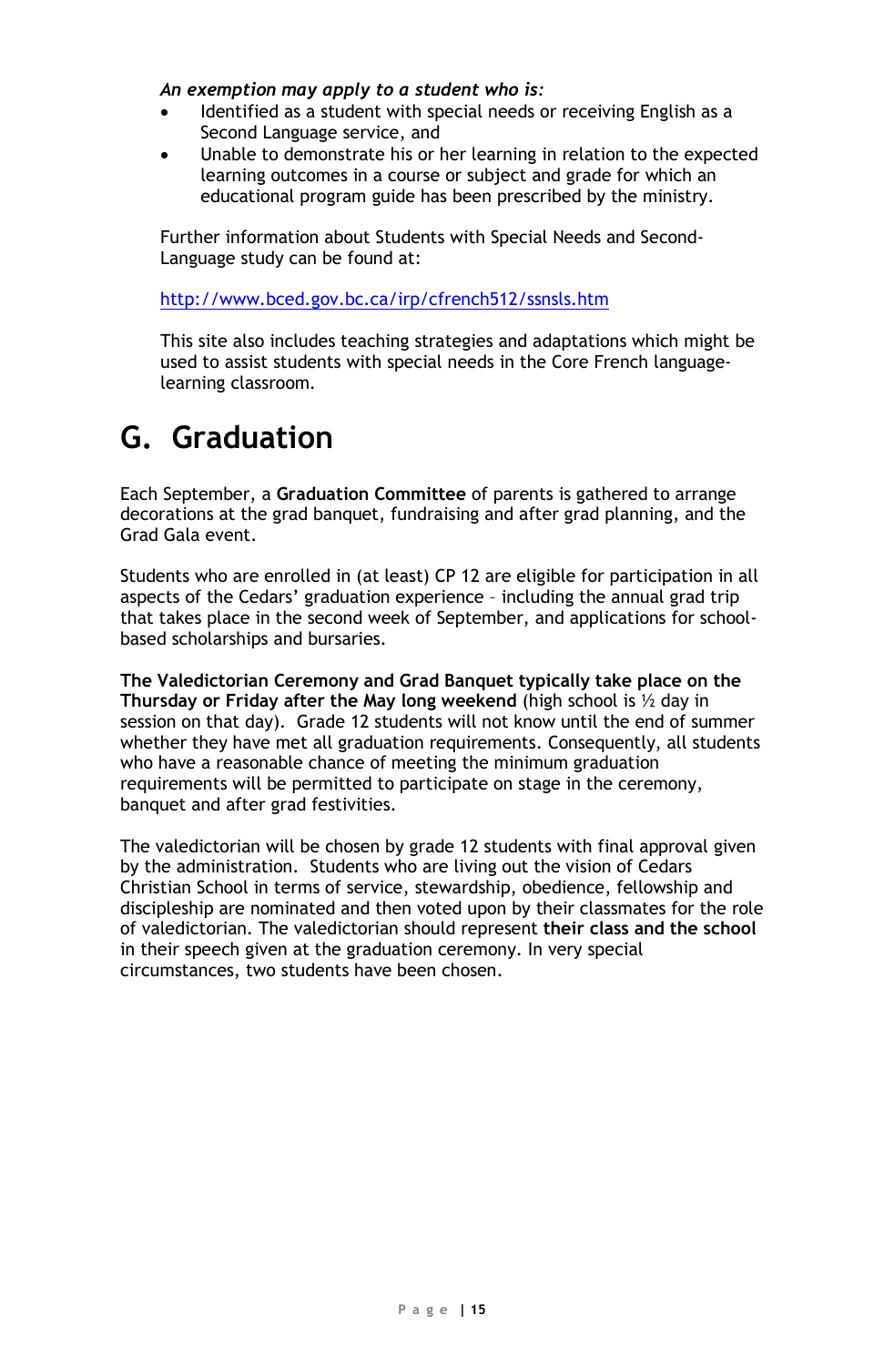***An exemption may apply to a student who is:***

- Identified as a student with special needs or receiving English as a Second Language service, and
- Unable to demonstrate his or her learning in relation to the expected learning outcomes in a course or subject and grade for which an educational program guide has been prescribed by the ministry.

Further information about Students with Special Needs and Second-Language study can be found at:

http://www.bced.gov.bc.ca/irp/cfrench512/ssnsls.htm

This site also includes teaching strategies and adaptations which might be used to assist students with special needs in the Core French language-learning classroom.

# G. Graduation

Each September, a **Graduation Committee** of parents is gathered to arrange decorations at the grad banquet, fundraising and after grad planning, and the Grad Gala event.

Students who are enrolled in (at least) CP 12 are eligible for participation in all aspects of the Cedars' graduation experience – including the annual grad trip that takes place in the second week of September, and applications for school-based scholarships and bursaries.

**The Valedictorian Ceremony and Grad Banquet typically take place on the Thursday or Friday after the May long weekend** (high school is ½ day in session on that day). Grade 12 students will not know until the end of summer whether they have met all graduation requirements. Consequently, all students who have a reasonable chance of meeting the minimum graduation requirements will be permitted to participate on stage in the ceremony, banquet and after grad festivities.

The valedictorian will be chosen by grade 12 students with final approval given by the administration. Students who are living out the vision of Cedars Christian School in terms of service, stewardship, obedience, fellowship and discipleship are nominated and then voted upon by their classmates for the role of valedictorian. The valedictorian should represent **their class and the school** in their speech given at the graduation ceremony. In very special circumstances, two students have been chosen.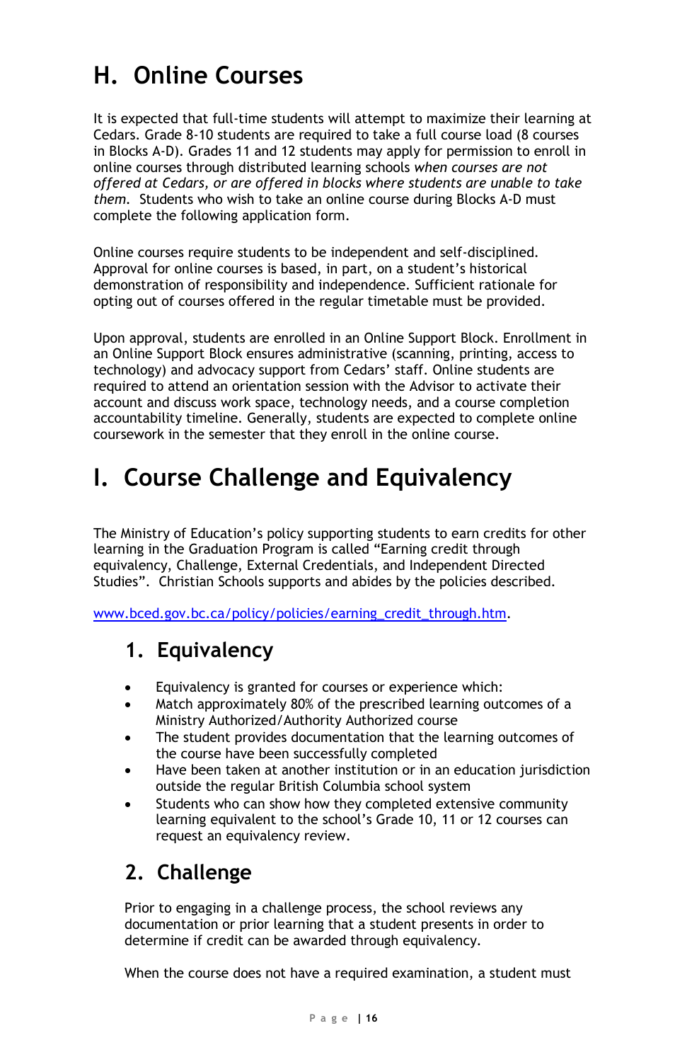# H. Online Courses

It is expected that full-time students will attempt to maximize their learning at Cedars. Grade 8-10 students are required to take a full course load (8 courses in Blocks A-D). Grades 11 and 12 students may apply for permission to enroll in online courses through distributed learning schools *when courses are not offered at Cedars, or are offered in blocks where students are unable to take them.* Students who wish to take an online course during Blocks A-D must complete the following application form.

Online courses require students to be independent and self-disciplined. Approval for online courses is based, in part, on a student's historical demonstration of responsibility and independence. Sufficient rationale for opting out of courses offered in the regular timetable must be provided.

Upon approval, students are enrolled in an Online Support Block. Enrollment in an Online Support Block ensures administrative (scanning, printing, access to technology) and advocacy support from Cedars' staff. Online students are required to attend an orientation session with the Advisor to activate their account and discuss work space, technology needs, and a course completion accountability timeline. Generally, students are expected to complete online coursework in the semester that they enroll in the online course.

# I. Course Challenge and Equivalency

The Ministry of Education's policy supporting students to earn credits for other learning in the Graduation Program is called "Earning credit through equivalency, Challenge, External Credentials, and Independent Directed Studies". Christian Schools supports and abides by the policies described.

[www.bced.gov.bc.ca/policy/policies/earning_credit_through.htm](www.bced.gov.bc.ca/policy/policies/earning_credit_through.htm).

## 1. Equivalency

- Equivalency is granted for courses or experience which:
- Match approximately 80% of the prescribed learning outcomes of a Ministry Authorized/Authority Authorized course
- The student provides documentation that the learning outcomes of the course have been successfully completed
- Have been taken at another institution or in an education jurisdiction outside the regular British Columbia school system
- Students who can show how they completed extensive community learning equivalent to the school's Grade 10, 11 or 12 courses can request an equivalency review.

## 2. Challenge

Prior to engaging in a challenge process, the school reviews any documentation or prior learning that a student presents in order to determine if credit can be awarded through equivalency.

When the course does not have a required examination, a student must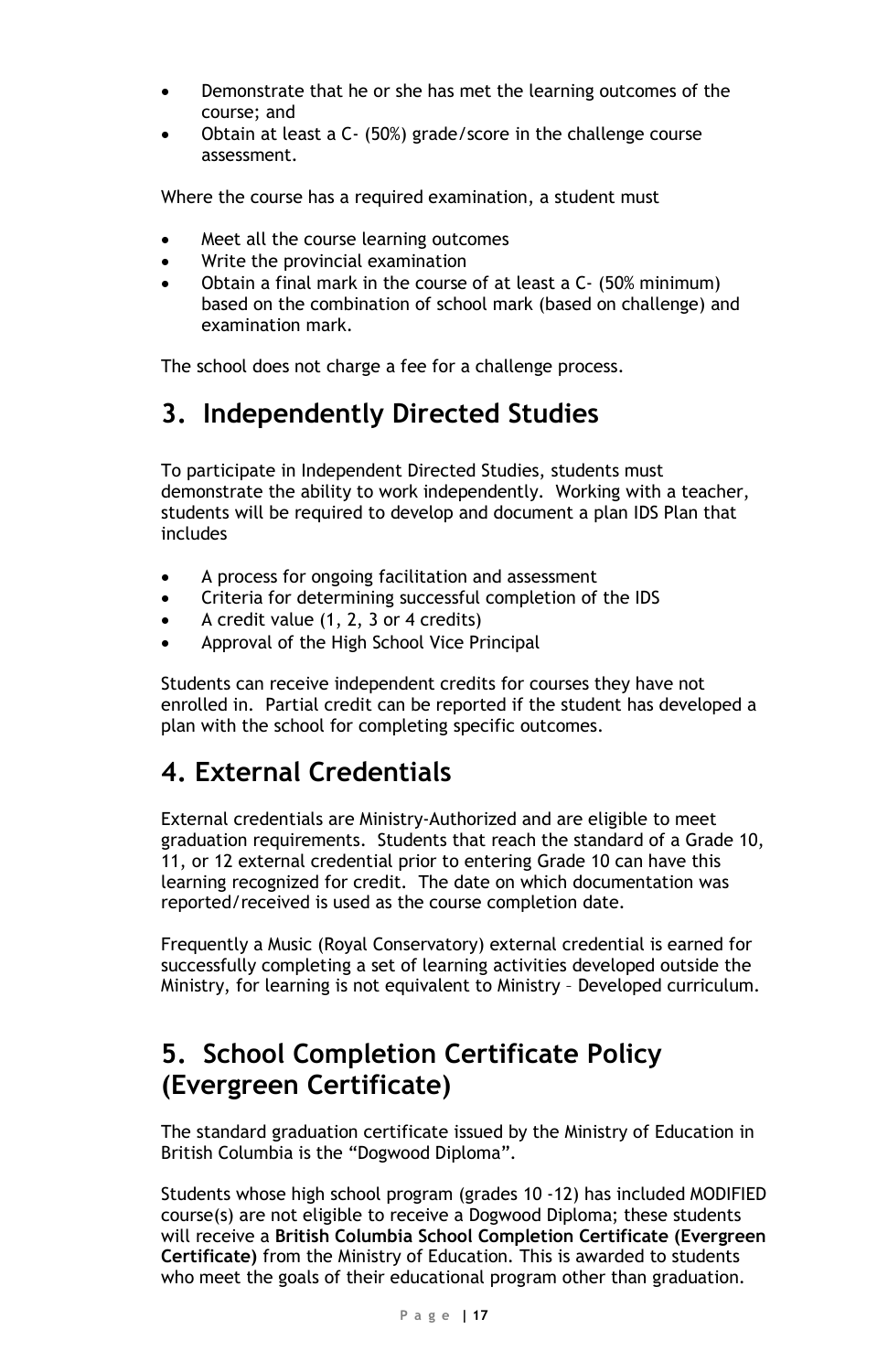- Demonstrate that he or she has met the learning outcomes of the course; and
- Obtain at least a C- (50%) grade/score in the challenge course assessment.

Where the course has a required examination, a student must

- Meet all the course learning outcomes
- Write the provincial examination
- Obtain a final mark in the course of at least a C- (50% minimum) based on the combination of school mark (based on challenge) and examination mark.

The school does not charge a fee for a challenge process.

## 3. Independently Directed Studies

To participate in Independent Directed Studies, students must demonstrate the ability to work independently. Working with a teacher, students will be required to develop and document a plan IDS Plan that includes

- A process for ongoing facilitation and assessment
- Criteria for determining successful completion of the IDS
- A credit value (1, 2, 3 or 4 credits)
- Approval of the High School Vice Principal

Students can receive independent credits for courses they have not enrolled in. Partial credit can be reported if the student has developed a plan with the school for completing specific outcomes.

## 4. External Credentials

External credentials are Ministry-Authorized and are eligible to meet graduation requirements. Students that reach the standard of a Grade 10, 11, or 12 external credential prior to entering Grade 10 can have this learning recognized for credit. The date on which documentation was reported/received is used as the course completion date.

Frequently a Music (Royal Conservatory) external credential is earned for successfully completing a set of learning activities developed outside the Ministry, for learning is not equivalent to Ministry – Developed curriculum.

## 5. School Completion Certificate Policy (Evergreen Certificate)

The standard graduation certificate issued by the Ministry of Education in British Columbia is the “Dogwood Diploma”.

Students whose high school program (grades 10 -12) has included MODIFIED course(s) are not eligible to receive a Dogwood Diploma; these students will receive a **British Columbia School Completion Certificate (Evergreen Certificate)** from the Ministry of Education. This is awarded to students who meet the goals of their educational program other than graduation.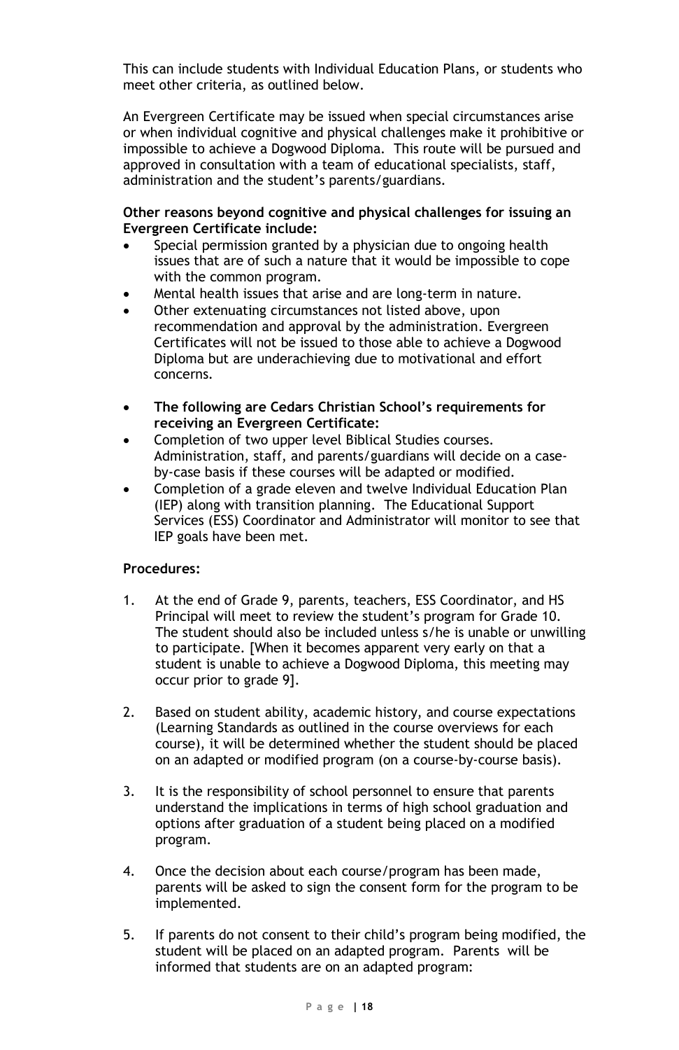This can include students with Individual Education Plans, or students who meet other criteria, as outlined below.

An Evergreen Certificate may be issued when special circumstances arise or when individual cognitive and physical challenges make it prohibitive or impossible to achieve a Dogwood Diploma. This route will be pursued and approved in consultation with a team of educational specialists, staff, administration and the student's parents/guardians.

**Other reasons beyond cognitive and physical challenges for issuing an Evergreen Certificate include:**

- Special permission granted by a physician due to ongoing health issues that are of such a nature that it would be impossible to cope with the common program.
- Mental health issues that arise and are long-term in nature.
- Other extenuating circumstances not listed above, upon recommendation and approval by the administration. Evergreen Certificates will not be issued to those able to achieve a Dogwood Diploma but are underachieving due to motivational and effort concerns.

- **The following are Cedars Christian School's requirements for receiving an Evergreen Certificate:**
- Completion of two upper level Biblical Studies courses. Administration, staff, and parents/guardians will decide on a case-by-case basis if these courses will be adapted or modified.
- Completion of a grade eleven and twelve Individual Education Plan (IEP) along with transition planning. The Educational Support Services (ESS) Coordinator and Administrator will monitor to see that IEP goals have been met.

**Procedures:**

1. At the end of Grade 9, parents, teachers, ESS Coordinator, and HS Principal will meet to review the student's program for Grade 10. The student should also be included unless s/he is unable or unwilling to participate. [When it becomes apparent very early on that a student is unable to achieve a Dogwood Diploma, this meeting may occur prior to grade 9].

2. Based on student ability, academic history, and course expectations (Learning Standards as outlined in the course overviews for each course), it will be determined whether the student should be placed on an adapted or modified program (on a course-by-course basis).

3. It is the responsibility of school personnel to ensure that parents understand the implications in terms of high school graduation and options after graduation of a student being placed on a modified program.

4. Once the decision about each course/program has been made, parents will be asked to sign the consent form for the program to be implemented.

5. If parents do not consent to their child's program being modified, the student will be placed on an adapted program. Parents will be informed that students are on an adapted program: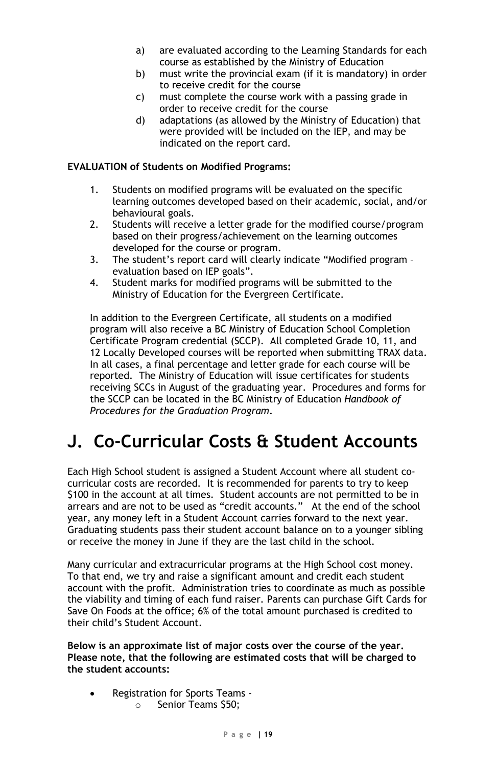a) are evaluated according to the Learning Standards for each course as established by the Ministry of Education
b) must write the provincial exam (if it is mandatory) in order to receive credit for the course
c) must complete the course work with a passing grade in order to receive credit for the course
d) adaptations (as allowed by the Ministry of Education) that were provided will be included on the IEP, and may be indicated on the report card.

**EVALUATION of Students on Modified Programs:**

1. Students on modified programs will be evaluated on the specific learning outcomes developed based on their academic, social, and/or behavioural goals.
2. Students will receive a letter grade for the modified course/program based on their progress/achievement on the learning outcomes developed for the course or program.
3. The student's report card will clearly indicate "Modified program – evaluation based on IEP goals".
4. Student marks for modified programs will be submitted to the Ministry of Education for the Evergreen Certificate.

In addition to the Evergreen Certificate, all students on a modified program will also receive a BC Ministry of Education School Completion Certificate Program credential (SCCP). All completed Grade 10, 11, and 12 Locally Developed courses will be reported when submitting TRAX data. In all cases, a final percentage and letter grade for each course will be reported. The Ministry of Education will issue certificates for students receiving SCCs in August of the graduating year. Procedures and forms for the SCCP can be located in the BC Ministry of Education *Handbook of Procedures for the Graduation Program*.

# J. Co-Curricular Costs & Student Accounts

Each High School student is assigned a Student Account where all student co-curricular costs are recorded. It is recommended for parents to try to keep $100 in the account at all times. Student accounts are not permitted to be in arrears and are not to be used as "credit accounts." At the end of the school year, any money left in a Student Account carries forward to the next year. Graduating students pass their student account balance on to a younger sibling or receive the money in June if they are the last child in the school.

Many curricular and extracurricular programs at the High School cost money. To that end, we try and raise a significant amount and credit each student account with the profit. Administration tries to coordinate as much as possible the viability and timing of each fund raiser. Parents can purchase Gift Cards for Save On Foods at the office; 6% of the total amount purchased is credited to their child's Student Account.

**Below is an approximate list of major costs over the course of the year. Please note, that the following are estimated costs that will be charged to the student accounts:**

- Registration for Sports Teams -
  - Senior Teams $50;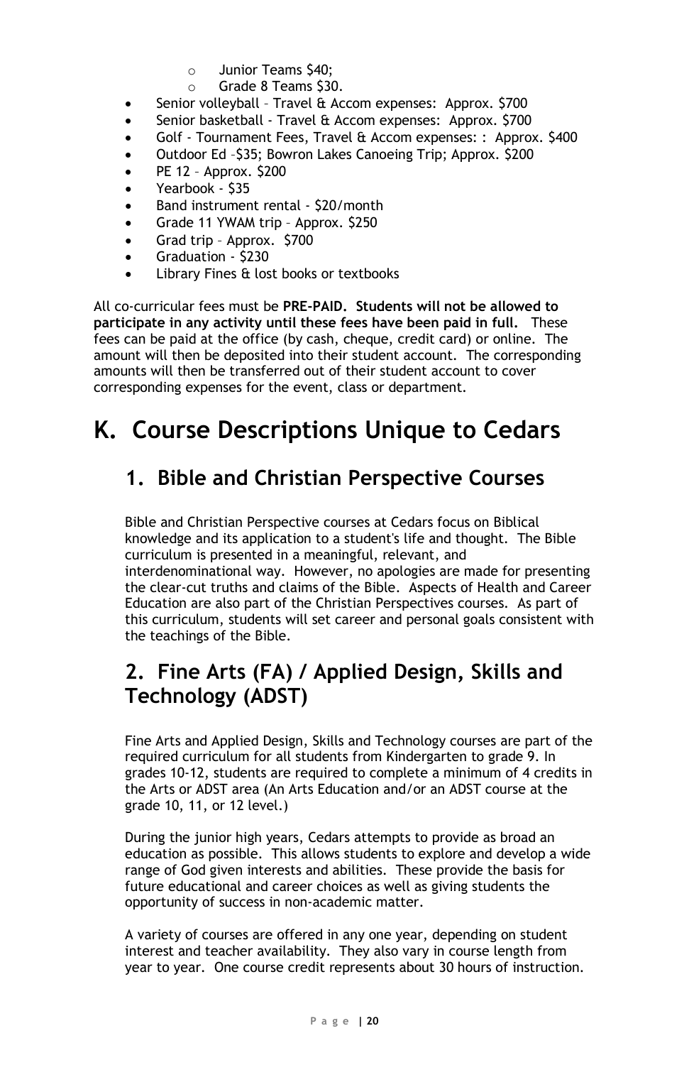- Junior Teams $40;
    - Grade 8 Teams $30.
- Senior volleyball – Travel & Accom expenses: Approx. $700
- Senior basketball - Travel & Accom expenses: Approx. $700
- Golf - Tournament Fees, Travel & Accom expenses: : Approx. $400
- Outdoor Ed –$35; Bowron Lakes Canoeing Trip; Approx. $200
- PE 12 – Approx. $200
- Yearbook - $35
- Band instrument rental - $20/month
- Grade 11 YWAM trip – Approx. $250
- Grad trip – Approx. $700
- Graduation - $230
- Library Fines & lost books or textbooks

All co-curricular fees must be **PRE-PAID. Students will not be allowed to participate in any activity until these fees have been paid in full.** These fees can be paid at the office (by cash, cheque, credit card) or online. The amount will then be deposited into their student account. The corresponding amounts will then be transferred out of their student account to cover corresponding expenses for the event, class or department.

# K. Course Descriptions Unique to Cedars

## 1. Bible and Christian Perspective Courses

Bible and Christian Perspective courses at Cedars focus on Biblical knowledge and its application to a student's life and thought. The Bible curriculum is presented in a meaningful, relevant, and interdenominational way. However, no apologies are made for presenting the clear-cut truths and claims of the Bible. Aspects of Health and Career Education are also part of the Christian Perspectives courses. As part of this curriculum, students will set career and personal goals consistent with the teachings of the Bible.

## 2. Fine Arts (FA) / Applied Design, Skills and Technology (ADST)

Fine Arts and Applied Design, Skills and Technology courses are part of the required curriculum for all students from Kindergarten to grade 9. In grades 10-12, students are required to complete a minimum of 4 credits in the Arts or ADST area (An Arts Education and/or an ADST course at the grade 10, 11, or 12 level.)

During the junior high years, Cedars attempts to provide as broad an education as possible. This allows students to explore and develop a wide range of God given interests and abilities. These provide the basis for future educational and career choices as well as giving students the opportunity of success in non-academic matter.

A variety of courses are offered in any one year, depending on student interest and teacher availability. They also vary in course length from year to year. One course credit represents about 30 hours of instruction.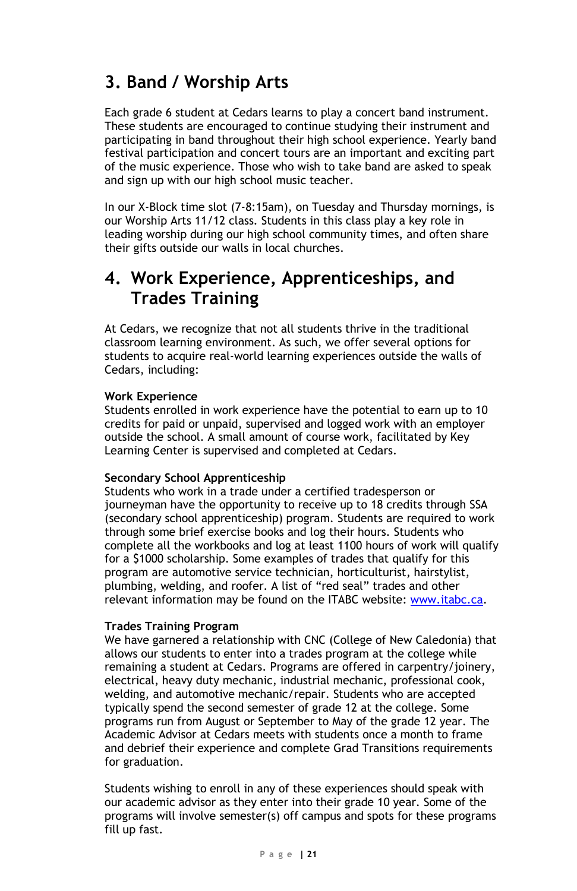## 3. Band / Worship Arts

Each grade 6 student at Cedars learns to play a concert band instrument. These students are encouraged to continue studying their instrument and participating in band throughout their high school experience. Yearly band festival participation and concert tours are an important and exciting part of the music experience. Those who wish to take band are asked to speak and sign up with our high school music teacher.

In our X-Block time slot (7-8:15am), on Tuesday and Thursday mornings, is our Worship Arts 11/12 class. Students in this class play a key role in leading worship during our high school community times, and often share their gifts outside our walls in local churches.

## 4. Work Experience, Apprenticeships, and Trades Training

At Cedars, we recognize that not all students thrive in the traditional classroom learning environment. As such, we offer several options for students to acquire real-world learning experiences outside the walls of Cedars, including:

**Work Experience**
Students enrolled in work experience have the potential to earn up to 10 credits for paid or unpaid, supervised and logged work with an employer outside the school. A small amount of course work, facilitated by Key Learning Center is supervised and completed at Cedars.

**Secondary School Apprenticeship**
Students who work in a trade under a certified tradesperson or journeyman have the opportunity to receive up to 18 credits through SSA (secondary school apprenticeship) program. Students are required to work through some brief exercise books and log their hours. Students who complete all the workbooks and log at least 1100 hours of work will qualify for a $1000 scholarship. Some examples of trades that qualify for this program are automotive service technician, horticulturist, hairstylist, plumbing, welding, and roofer. A list of "red seal" trades and other relevant information may be found on the ITABC website: [www.itabc.ca](http://www.itabc.ca).

**Trades Training Program**
We have garnered a relationship with CNC (College of New Caledonia) that allows our students to enter into a trades program at the college while remaining a student at Cedars. Programs are offered in carpentry/joinery, electrical, heavy duty mechanic, industrial mechanic, professional cook, welding, and automotive mechanic/repair. Students who are accepted typically spend the second semester of grade 12 at the college. Some programs run from August or September to May of the grade 12 year. The Academic Advisor at Cedars meets with students once a month to frame and debrief their experience and complete Grad Transitions requirements for graduation.

Students wishing to enroll in any of these experiences should speak with our academic advisor as they enter into their grade 10 year. Some of the programs will involve semester(s) off campus and spots for these programs fill up fast.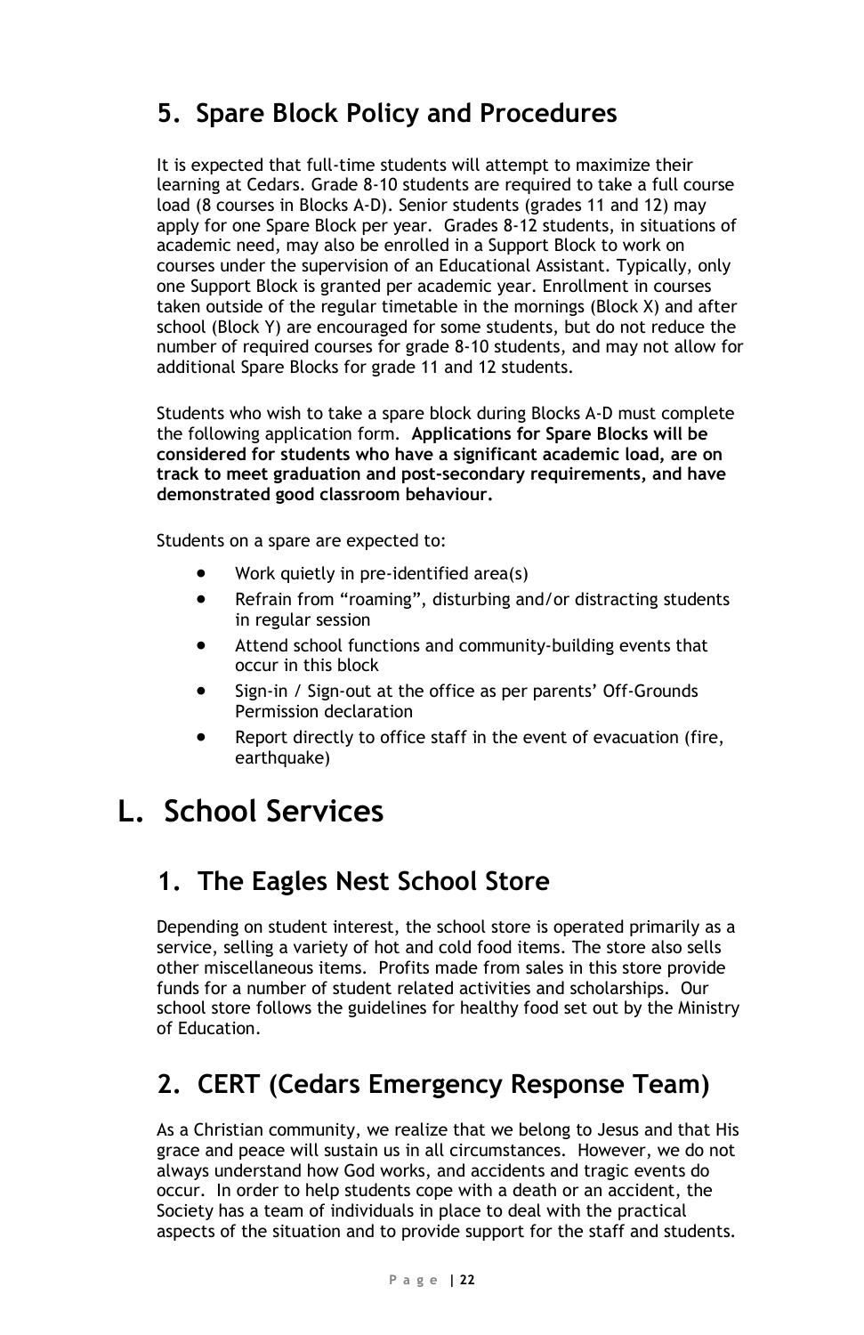## 5. Spare Block Policy and Procedures

It is expected that full-time students will attempt to maximize their learning at Cedars. Grade 8-10 students are required to take a full course load (8 courses in Blocks A-D). Senior students (grades 11 and 12) may apply for one Spare Block per year. Grades 8-12 students, in situations of academic need, may also be enrolled in a Support Block to work on courses under the supervision of an Educational Assistant. Typically, only one Support Block is granted per academic year. Enrollment in courses taken outside of the regular timetable in the mornings (Block X) and after school (Block Y) are encouraged for some students, but do not reduce the number of required courses for grade 8-10 students, and may not allow for additional Spare Blocks for grade 11 and 12 students.

Students who wish to take a spare block during Blocks A-D must complete the following application form. **Applications for Spare Blocks will be considered for students who have a significant academic load, are on track to meet graduation and post-secondary requirements, and have demonstrated good classroom behaviour.**

Students on a spare are expected to:

- Work quietly in pre-identified area(s)
- Refrain from "roaming", disturbing and/or distracting students in regular session
- Attend school functions and community-building events that occur in this block
- Sign-in / Sign-out at the office as per parents' Off-Grounds Permission declaration
- Report directly to office staff in the event of evacuation (fire, earthquake)

# L. School Services

## 1. The Eagles Nest School Store

Depending on student interest, the school store is operated primarily as a service, selling a variety of hot and cold food items. The store also sells other miscellaneous items. Profits made from sales in this store provide funds for a number of student related activities and scholarships. Our school store follows the guidelines for healthy food set out by the Ministry of Education.

## 2. CERT (Cedars Emergency Response Team)

As a Christian community, we realize that we belong to Jesus and that His grace and peace will sustain us in all circumstances. However, we do not always understand how God works, and accidents and tragic events do occur. In order to help students cope with a death or an accident, the Society has a team of individuals in place to deal with the practical aspects of the situation and to provide support for the staff and students.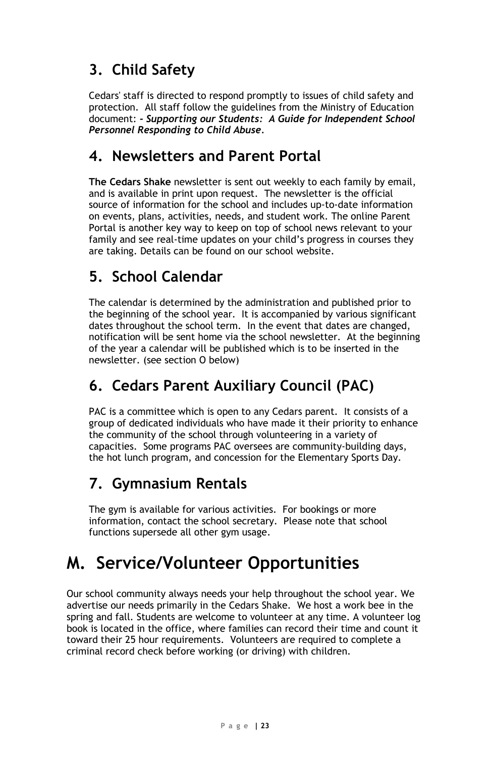## 3. Child Safety

Cedars' staff is directed to respond promptly to issues of child safety and protection. All staff follow the guidelines from the Ministry of Education document: ***- Supporting our Students: A Guide for Independent School Personnel Responding to Child Abuse***.

## 4. Newsletters and Parent Portal

**The Cedars Shake** newsletter is sent out weekly to each family by email, and is available in print upon request. The newsletter is the official source of information for the school and includes up-to-date information on events, plans, activities, needs, and student work. The online Parent Portal is another key way to keep on top of school news relevant to your family and see real-time updates on your child's progress in courses they are taking. Details can be found on our school website.

## 5. School Calendar

The calendar is determined by the administration and published prior to the beginning of the school year. It is accompanied by various significant dates throughout the school term. In the event that dates are changed, notification will be sent home via the school newsletter. At the beginning of the year a calendar will be published which is to be inserted in the newsletter. (see section O below)

## 6. Cedars Parent Auxiliary Council (PAC)

PAC is a committee which is open to any Cedars parent. It consists of a group of dedicated individuals who have made it their priority to enhance the community of the school through volunteering in a variety of capacities. Some programs PAC oversees are community-building days, the hot lunch program, and concession for the Elementary Sports Day.

## 7. Gymnasium Rentals

The gym is available for various activities. For bookings or more information, contact the school secretary. Please note that school functions supersede all other gym usage.

# M. Service/Volunteer Opportunities

Our school community always needs your help throughout the school year. We advertise our needs primarily in the Cedars Shake. We host a work bee in the spring and fall. Students are welcome to volunteer at any time. A volunteer log book is located in the office, where families can record their time and count it toward their 25 hour requirements. Volunteers are required to complete a criminal record check before working (or driving) with children.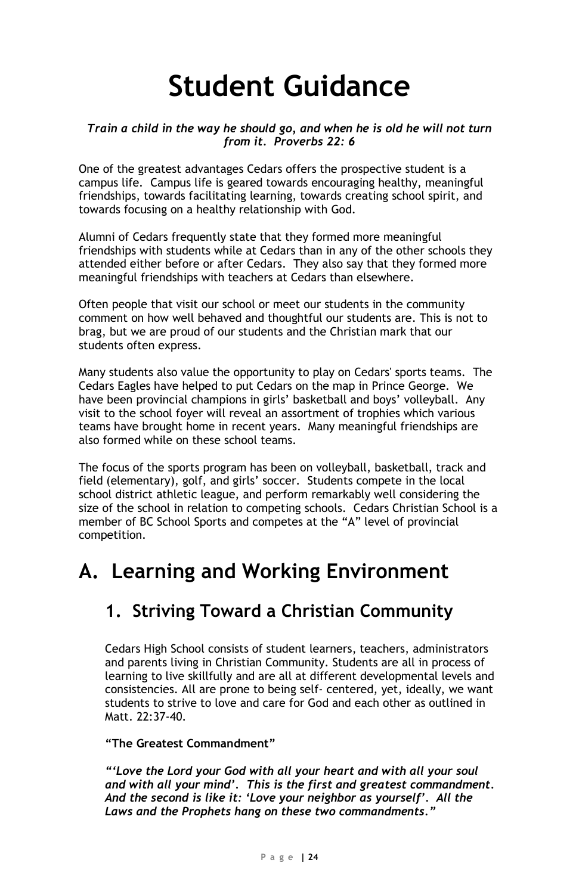# Student Guidance

***Train a child in the way he should go, and when he is old he will not turn from it. Proverbs 22: 6***

One of the greatest advantages Cedars offers the prospective student is a campus life. Campus life is geared towards encouraging healthy, meaningful friendships, towards facilitating learning, towards creating school spirit, and towards focusing on a healthy relationship with God.

Alumni of Cedars frequently state that they formed more meaningful friendships with students while at Cedars than in any of the other schools they attended either before or after Cedars. They also say that they formed more meaningful friendships with teachers at Cedars than elsewhere.

Often people that visit our school or meet our students in the community comment on how well behaved and thoughtful our students are. This is not to brag, but we are proud of our students and the Christian mark that our students often express.

Many students also value the opportunity to play on Cedars' sports teams. The Cedars Eagles have helped to put Cedars on the map in Prince George. We have been provincial champions in girls' basketball and boys' volleyball. Any visit to the school foyer will reveal an assortment of trophies which various teams have brought home in recent years. Many meaningful friendships are also formed while on these school teams.

The focus of the sports program has been on volleyball, basketball, track and field (elementary), golf, and girls' soccer. Students compete in the local school district athletic league, and perform remarkably well considering the size of the school in relation to competing schools. Cedars Christian School is a member of BC School Sports and competes at the "A" level of provincial competition.

## A. Learning and Working Environment

### 1. Striving Toward a Christian Community

Cedars High School consists of student learners, teachers, administrators and parents living in Christian Community. Students are all in process of learning to live skillfully and are all at different developmental levels and consistencies. All are prone to being self- centered, yet, ideally, we want students to strive to love and care for God and each other as outlined in Matt. 22:37-40.

**"The Greatest Commandment"**

***"'Love the Lord your God with all your heart and with all your soul and with all your mind'. This is the first and greatest commandment. And the second is like it: 'Love your neighbor as yourself'. All the Laws and the Prophets hang on these two commandments."***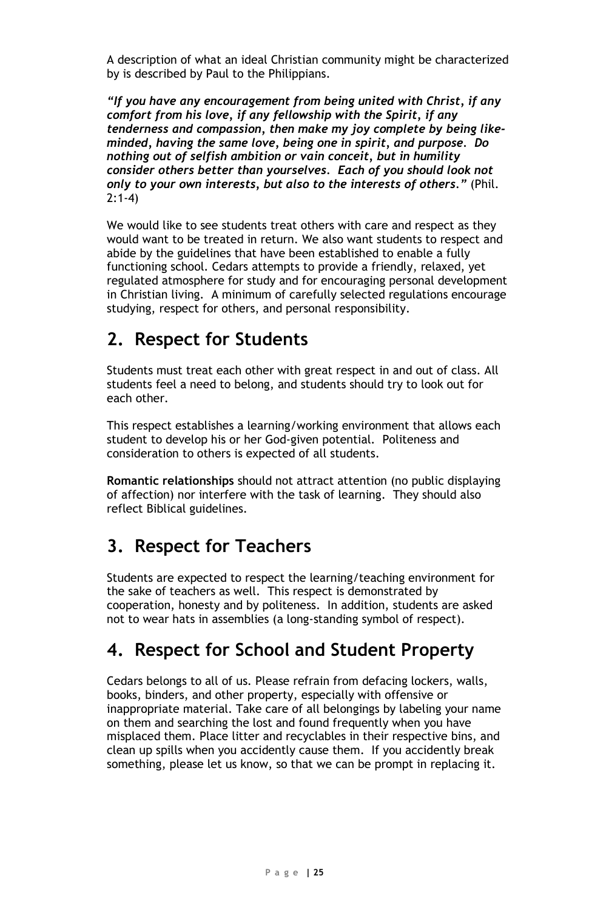A description of what an ideal Christian community might be characterized by is described by Paul to the Philippians.

***"If you have any encouragement from being united with Christ, if any comfort from his love, if any fellowship with the Spirit, if any tenderness and compassion, then make my joy complete by being like-minded, having the same love, being one in spirit, and purpose. Do nothing out of selfish ambition or vain conceit, but in humility consider others better than yourselves. Each of you should look not only to your own interests, but also to the interests of others."*** (Phil. 2:1-4)

We would like to see students treat others with care and respect as they would want to be treated in return. We also want students to respect and abide by the guidelines that have been established to enable a fully functioning school. Cedars attempts to provide a friendly, relaxed, yet regulated atmosphere for study and for encouraging personal development in Christian living. A minimum of carefully selected regulations encourage studying, respect for others, and personal responsibility.

## 2. Respect for Students

Students must treat each other with great respect in and out of class. All students feel a need to belong, and students should try to look out for each other.

This respect establishes a learning/working environment that allows each student to develop his or her God-given potential. Politeness and consideration to others is expected of all students.

**Romantic relationships** should not attract attention (no public displaying of affection) nor interfere with the task of learning. They should also reflect Biblical guidelines.

## 3. Respect for Teachers

Students are expected to respect the learning/teaching environment for the sake of teachers as well. This respect is demonstrated by cooperation, honesty and by politeness. In addition, students are asked not to wear hats in assemblies (a long-standing symbol of respect).

## 4. Respect for School and Student Property

Cedars belongs to all of us. Please refrain from defacing lockers, walls, books, binders, and other property, especially with offensive or inappropriate material. Take care of all belongings by labeling your name on them and searching the lost and found frequently when you have misplaced them. Place litter and recyclables in their respective bins, and clean up spills when you accidently cause them. If you accidently break something, please let us know, so that we can be prompt in replacing it.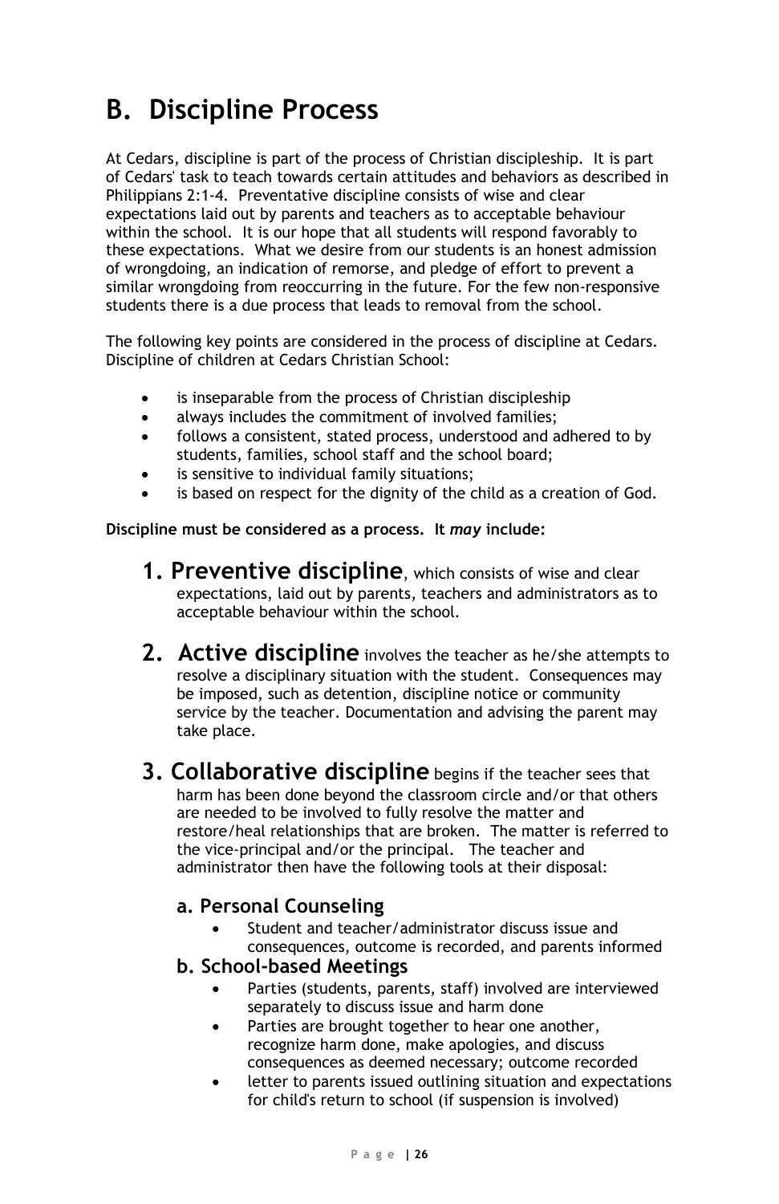# B. Discipline Process

At Cedars, discipline is part of the process of Christian discipleship. It is part of Cedars' task to teach towards certain attitudes and behaviors as described in Philippians 2:1-4. Preventative discipline consists of wise and clear expectations laid out by parents and teachers as to acceptable behaviour within the school. It is our hope that all students will respond favorably to these expectations. What we desire from our students is an honest admission of wrongdoing, an indication of remorse, and pledge of effort to prevent a similar wrongdoing from reoccurring in the future. For the few non-responsive students there is a due process that leads to removal from the school.

The following key points are considered in the process of discipline at Cedars. Discipline of children at Cedars Christian School:

- is inseparable from the process of Christian discipleship
- always includes the commitment of involved families;
- follows a consistent, stated process, understood and adhered to by students, families, school staff and the school board;
- is sensitive to individual family situations;
- is based on respect for the dignity of the child as a creation of God.

**Discipline must be considered as a process. It *may* include:**

1. **Preventive discipline**, which consists of wise and clear expectations, laid out by parents, teachers and administrators as to acceptable behaviour within the school.

2. **Active discipline** involves the teacher as he/she attempts to resolve a disciplinary situation with the student. Consequences may be imposed, such as detention, discipline notice or community service by the teacher. Documentation and advising the parent may take place.

3. **Collaborative discipline** begins if the teacher sees that harm has been done beyond the classroom circle and/or that others are needed to be involved to fully resolve the matter and restore/heal relationships that are broken. The matter is referred to the vice-principal and/or the principal. The teacher and administrator then have the following tools at their disposal:

### a. Personal Counseling

- Student and teacher/administrator discuss issue and consequences, outcome is recorded, and parents informed

### b. School-based Meetings

- Parties (students, parents, staff) involved are interviewed separately to discuss issue and harm done
- Parties are brought together to hear one another, recognize harm done, make apologies, and discuss consequences as deemed necessary; outcome recorded
- letter to parents issued outlining situation and expectations for child's return to school (if suspension is involved)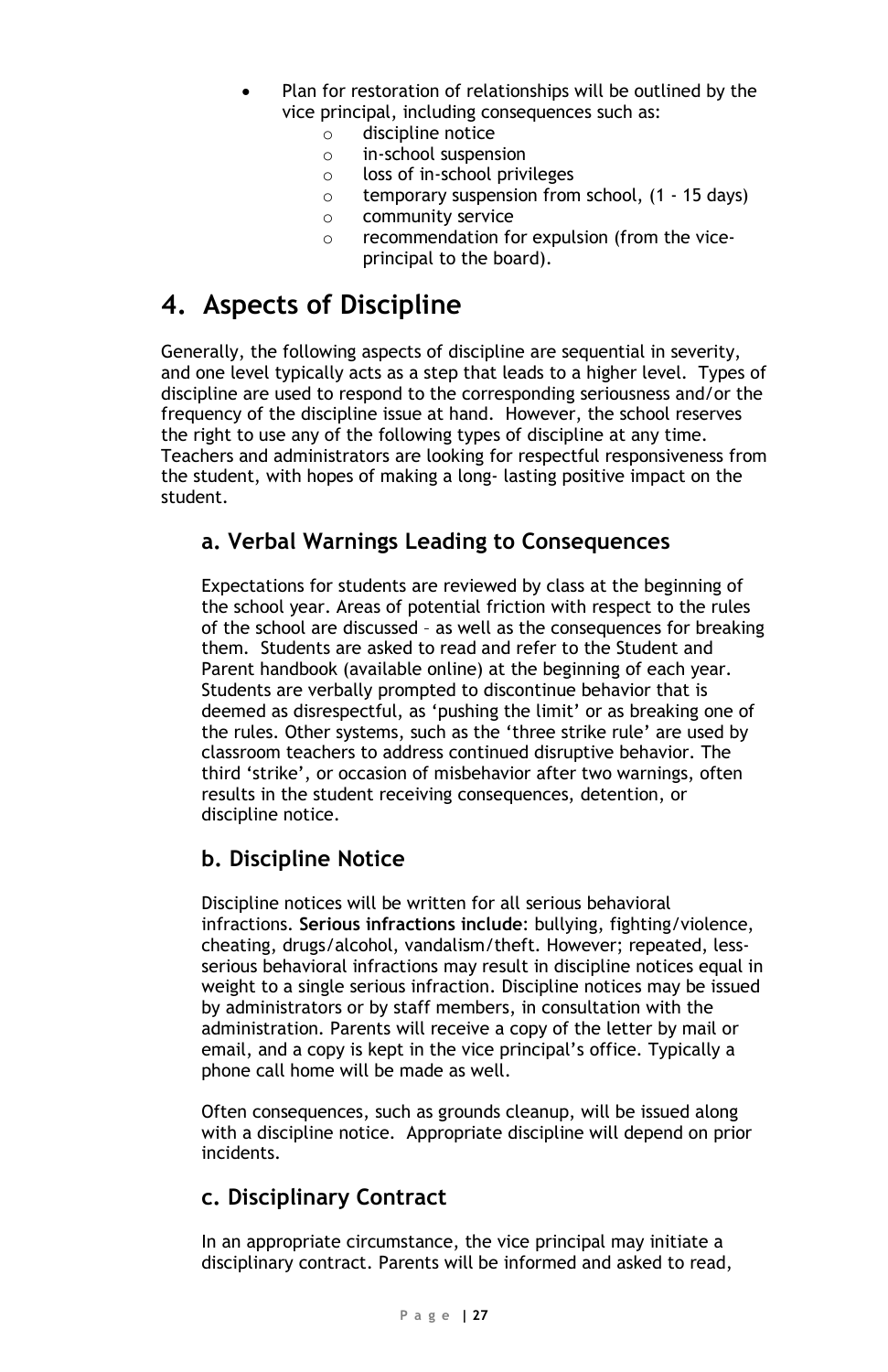- Plan for restoration of relationships will be outlined by the vice principal, including consequences such as:
    - discipline notice
    - in-school suspension
    - loss of in-school privileges
    - temporary suspension from school, (1 - 15 days)
    - community service
    - recommendation for expulsion (from the vice-principal to the board).

# 4. Aspects of Discipline

Generally, the following aspects of discipline are sequential in severity, and one level typically acts as a step that leads to a higher level. Types of discipline are used to respond to the corresponding seriousness and/or the frequency of the discipline issue at hand. However, the school reserves the right to use any of the following types of discipline at any time. Teachers and administrators are looking for respectful responsiveness from the student, with hopes of making a long- lasting positive impact on the student.

## a. Verbal Warnings Leading to Consequences

Expectations for students are reviewed by class at the beginning of the school year. Areas of potential friction with respect to the rules of the school are discussed – as well as the consequences for breaking them. Students are asked to read and refer to the Student and Parent handbook (available online) at the beginning of each year. Students are verbally prompted to discontinue behavior that is deemed as disrespectful, as 'pushing the limit' or as breaking one of the rules. Other systems, such as the 'three strike rule' are used by classroom teachers to address continued disruptive behavior. The third 'strike', or occasion of misbehavior after two warnings, often results in the student receiving consequences, detention, or discipline notice.

## b. Discipline Notice

Discipline notices will be written for all serious behavioral infractions. **Serious infractions include**: bullying, fighting/violence, cheating, drugs/alcohol, vandalism/theft. However; repeated, less-serious behavioral infractions may result in discipline notices equal in weight to a single serious infraction. Discipline notices may be issued by administrators or by staff members, in consultation with the administration. Parents will receive a copy of the letter by mail or email, and a copy is kept in the vice principal's office. Typically a phone call home will be made as well.

Often consequences, such as grounds cleanup, will be issued along with a discipline notice. Appropriate discipline will depend on prior incidents.

## c. Disciplinary Contract

In an appropriate circumstance, the vice principal may initiate a disciplinary contract. Parents will be informed and asked to read,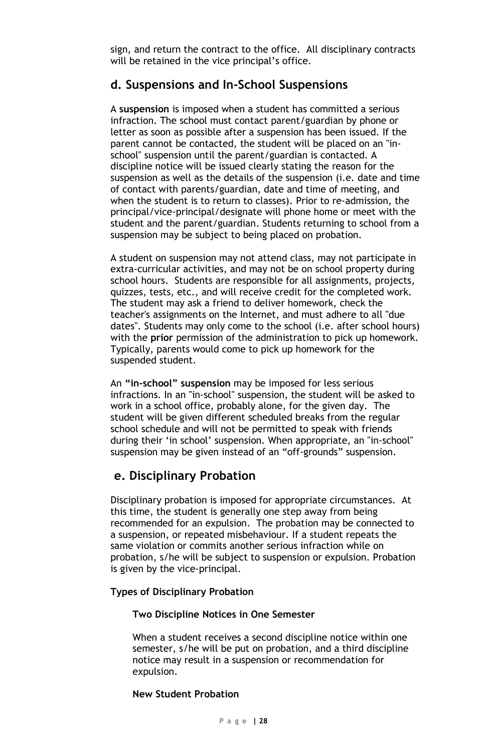sign, and return the contract to the office. All disciplinary contracts will be retained in the vice principal's office.

## d. Suspensions and In-School Suspensions

A **suspension** is imposed when a student has committed a serious infraction. The school must contact parent/guardian by phone or letter as soon as possible after a suspension has been issued. If the parent cannot be contacted, the student will be placed on an "in-school" suspension until the parent/guardian is contacted. A discipline notice will be issued clearly stating the reason for the suspension as well as the details of the suspension (i.e. date and time of contact with parents/guardian, date and time of meeting, and when the student is to return to classes). Prior to re-admission, the principal/vice-principal/designate will phone home or meet with the student and the parent/guardian. Students returning to school from a suspension may be subject to being placed on probation.

A student on suspension may not attend class, may not participate in extra-curricular activities, and may not be on school property during school hours. Students are responsible for all assignments, projects, quizzes, tests, etc., and will receive credit for the completed work. The student may ask a friend to deliver homework, check the teacher's assignments on the Internet, and must adhere to all "due dates". Students may only come to the school (i.e. after school hours) with the **prior** permission of the administration to pick up homework. Typically, parents would come to pick up homework for the suspended student.

An **"in-school" suspension** may be imposed for less serious infractions. In an "in-school" suspension, the student will be asked to work in a school office, probably alone, for the given day. The student will be given different scheduled breaks from the regular school schedule and will not be permitted to speak with friends during their 'in school' suspension. When appropriate, an "in-school" suspension may be given instead of an "off-grounds" suspension.

## e. Disciplinary Probation

Disciplinary probation is imposed for appropriate circumstances. At this time, the student is generally one step away from being recommended for an expulsion. The probation may be connected to a suspension, or repeated misbehaviour. If a student repeats the same violation or commits another serious infraction while on probation, s/he will be subject to suspension or expulsion. Probation is given by the vice-principal.

**Types of Disciplinary Probation**

**Two Discipline Notices in One Semester**

When a student receives a second discipline notice within one semester, s/he will be put on probation, and a third discipline notice may result in a suspension or recommendation for expulsion.

**New Student Probation**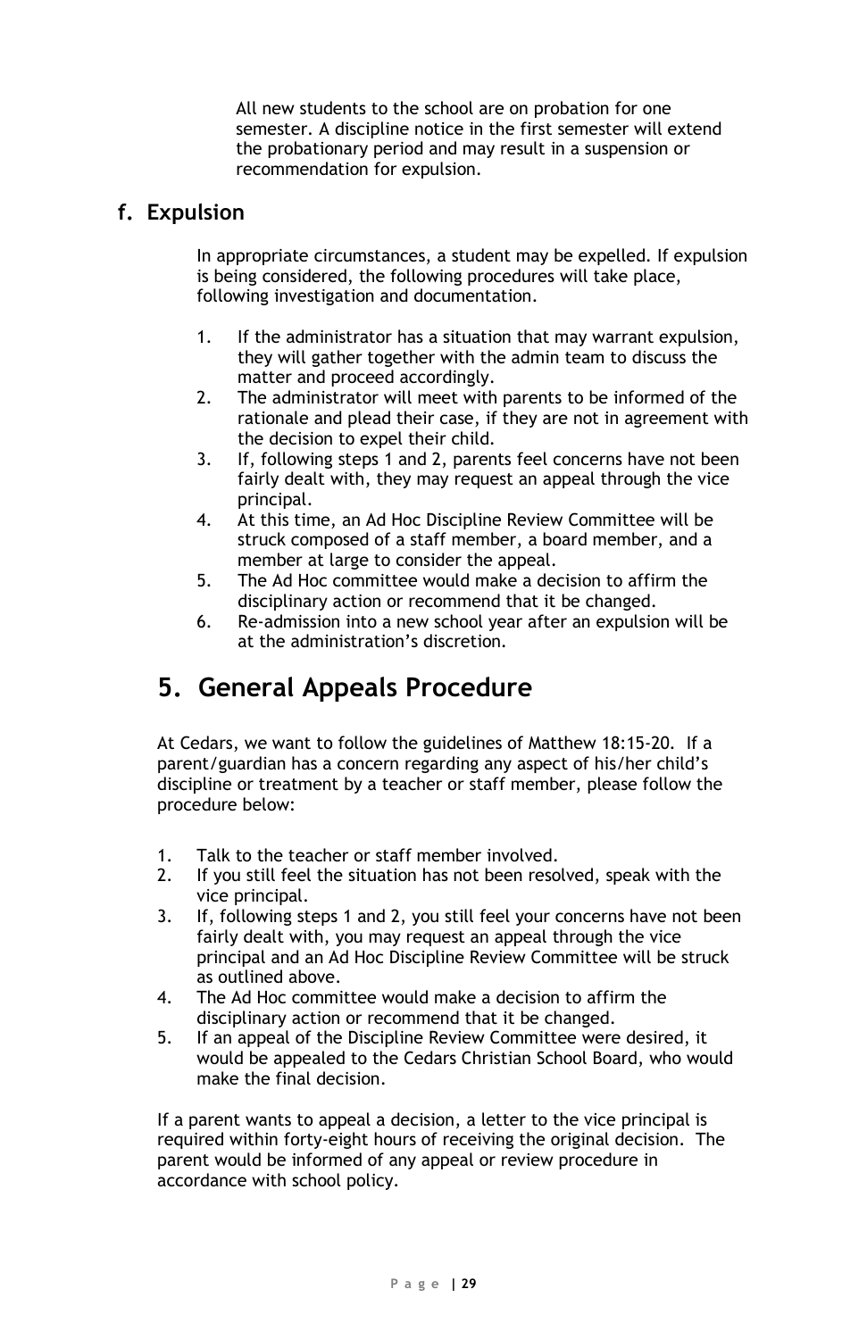All new students to the school are on probation for one semester. A discipline notice in the first semester will extend the probationary period and may result in a suspension or recommendation for expulsion.

### f. Expulsion

In appropriate circumstances, a student may be expelled. If expulsion is being considered, the following procedures will take place, following investigation and documentation.

1. If the administrator has a situation that may warrant expulsion, they will gather together with the admin team to discuss the matter and proceed accordingly.
2. The administrator will meet with parents to be informed of the rationale and plead their case, if they are not in agreement with the decision to expel their child.
3. If, following steps 1 and 2, parents feel concerns have not been fairly dealt with, they may request an appeal through the vice principal.
4. At this time, an Ad Hoc Discipline Review Committee will be struck composed of a staff member, a board member, and a member at large to consider the appeal.
5. The Ad Hoc committee would make a decision to affirm the disciplinary action or recommend that it be changed.
6. Re-admission into a new school year after an expulsion will be at the administration's discretion.

## 5. General Appeals Procedure

At Cedars, we want to follow the guidelines of Matthew 18:15-20. If a parent/guardian has a concern regarding any aspect of his/her child's discipline or treatment by a teacher or staff member, please follow the procedure below:

1. Talk to the teacher or staff member involved.
2. If you still feel the situation has not been resolved, speak with the vice principal.
3. If, following steps 1 and 2, you still feel your concerns have not been fairly dealt with, you may request an appeal through the vice principal and an Ad Hoc Discipline Review Committee will be struck as outlined above.
4. The Ad Hoc committee would make a decision to affirm the disciplinary action or recommend that it be changed.
5. If an appeal of the Discipline Review Committee were desired, it would be appealed to the Cedars Christian School Board, who would make the final decision.

If a parent wants to appeal a decision, a letter to the vice principal is required within forty-eight hours of receiving the original decision. The parent would be informed of any appeal or review procedure in accordance with school policy.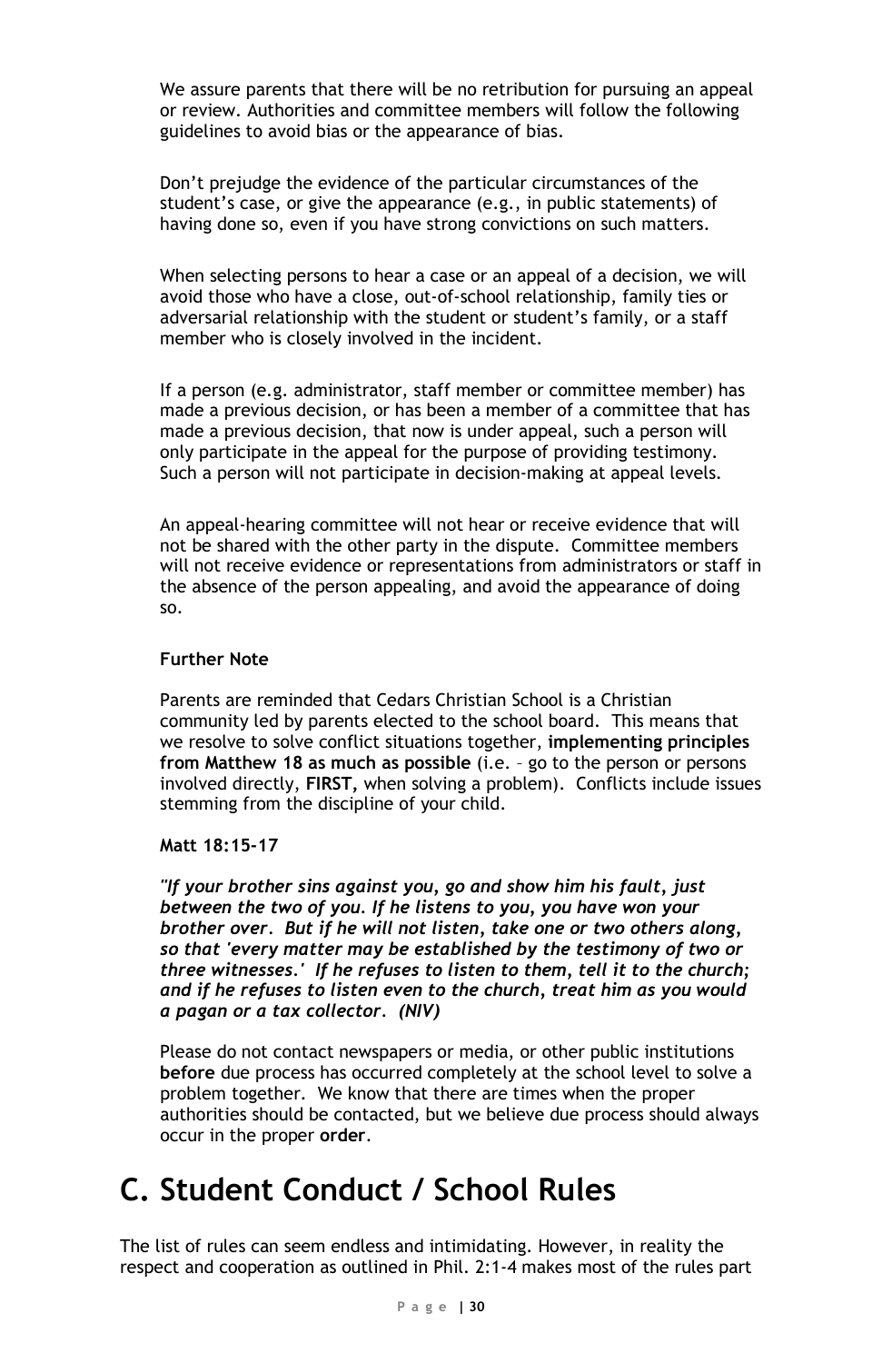We assure parents that there will be no retribution for pursuing an appeal or review. Authorities and committee members will follow the following guidelines to avoid bias or the appearance of bias.

Don't prejudge the evidence of the particular circumstances of the student's case, or give the appearance (e.g., in public statements) of having done so, even if you have strong convictions on such matters.

When selecting persons to hear a case or an appeal of a decision, we will avoid those who have a close, out-of-school relationship, family ties or adversarial relationship with the student or student's family, or a staff member who is closely involved in the incident.

If a person (e.g. administrator, staff member or committee member) has made a previous decision, or has been a member of a committee that has made a previous decision, that now is under appeal, such a person will only participate in the appeal for the purpose of providing testimony. Such a person will not participate in decision-making at appeal levels.

An appeal-hearing committee will not hear or receive evidence that will not be shared with the other party in the dispute. Committee members will not receive evidence or representations from administrators or staff in the absence of the person appealing, and avoid the appearance of doing so.

**Further Note**

Parents are reminded that Cedars Christian School is a Christian community led by parents elected to the school board. This means that we resolve to solve conflict situations together, **implementing principles from Matthew 18 as much as possible** (i.e. – go to the person or persons involved directly, **FIRST,** when solving a problem). Conflicts include issues stemming from the discipline of your child.

**Matt 18:15-17**

***"If your brother sins against you, go and show him his fault, just between the two of you. If he listens to you, you have won your brother over. But if he will not listen, take one or two others along, so that 'every matter may be established by the testimony of two or three witnesses.' If he refuses to listen to them, tell it to the church; and if he refuses to listen even to the church, treat him as you would a pagan or a tax collector. (NIV)***

Please do not contact newspapers or media, or other public institutions **before** due process has occurred completely at the school level to solve a problem together. We know that there are times when the proper authorities should be contacted, but we believe due process should always occur in the proper **order**.

# C. Student Conduct / School Rules

The list of rules can seem endless and intimidating. However, in reality the respect and cooperation as outlined in Phil. 2:1-4 makes most of the rules part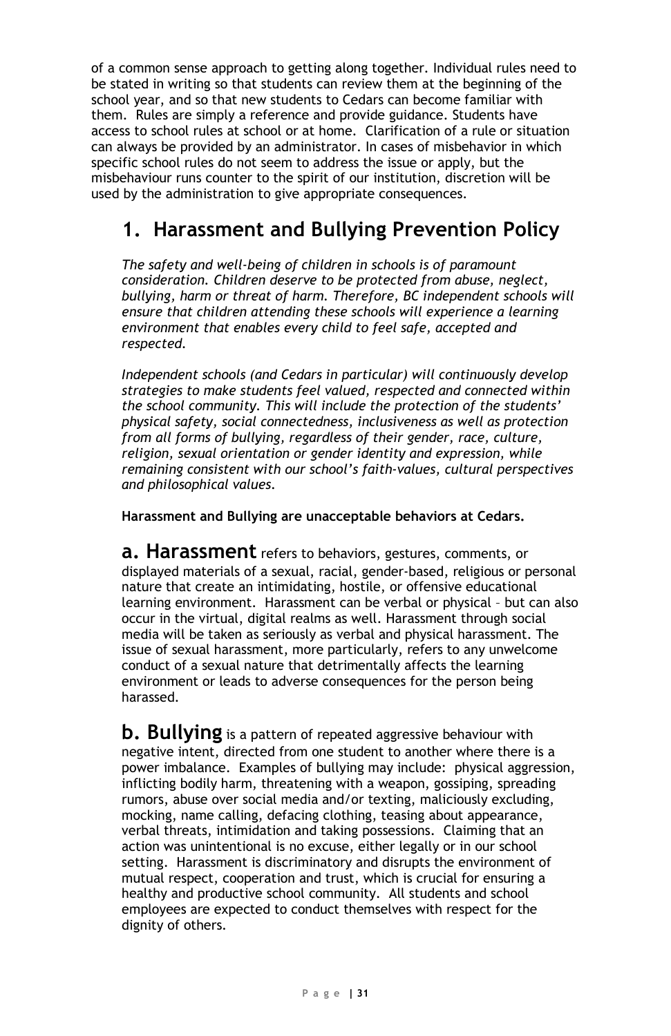of a common sense approach to getting along together. Individual rules need to be stated in writing so that students can review them at the beginning of the school year, and so that new students to Cedars can become familiar with them. Rules are simply a reference and provide guidance. Students have access to school rules at school or at home. Clarification of a rule or situation can always be provided by an administrator. In cases of misbehavior in which specific school rules do not seem to address the issue or apply, but the misbehaviour runs counter to the spirit of our institution, discretion will be used by the administration to give appropriate consequences.

# 1. Harassment and Bullying Prevention Policy

*The safety and well-being of children in schools is of paramount consideration. Children deserve to be protected from abuse, neglect, bullying, harm or threat of harm. Therefore, BC independent schools will ensure that children attending these schools will experience a learning environment that enables every child to feel safe, accepted and respected.*

*Independent schools (and Cedars in particular) will continuously develop strategies to make students feel valued, respected and connected within the school community. This will include the protection of the students' physical safety, social connectedness, inclusiveness as well as protection from all forms of bullying, regardless of their gender, race, culture, religion, sexual orientation or gender identity and expression, while remaining consistent with our school's faith-values, cultural perspectives and philosophical values.*

**Harassment and Bullying are unacceptable behaviors at Cedars.**

**a. Harassment** refers to behaviors, gestures, comments, or displayed materials of a sexual, racial, gender-based, religious or personal nature that create an intimidating, hostile, or offensive educational learning environment. Harassment can be verbal or physical – but can also occur in the virtual, digital realms as well. Harassment through social media will be taken as seriously as verbal and physical harassment. The issue of sexual harassment, more particularly, refers to any unwelcome conduct of a sexual nature that detrimentally affects the learning environment or leads to adverse consequences for the person being harassed.

**b. Bullying** is a pattern of repeated aggressive behaviour with negative intent, directed from one student to another where there is a power imbalance. Examples of bullying may include: physical aggression, inflicting bodily harm, threatening with a weapon, gossiping, spreading rumors, abuse over social media and/or texting, maliciously excluding, mocking, name calling, defacing clothing, teasing about appearance, verbal threats, intimidation and taking possessions. Claiming that an action was unintentional is no excuse, either legally or in our school setting. Harassment is discriminatory and disrupts the environment of mutual respect, cooperation and trust, which is crucial for ensuring a healthy and productive school community. All students and school employees are expected to conduct themselves with respect for the dignity of others.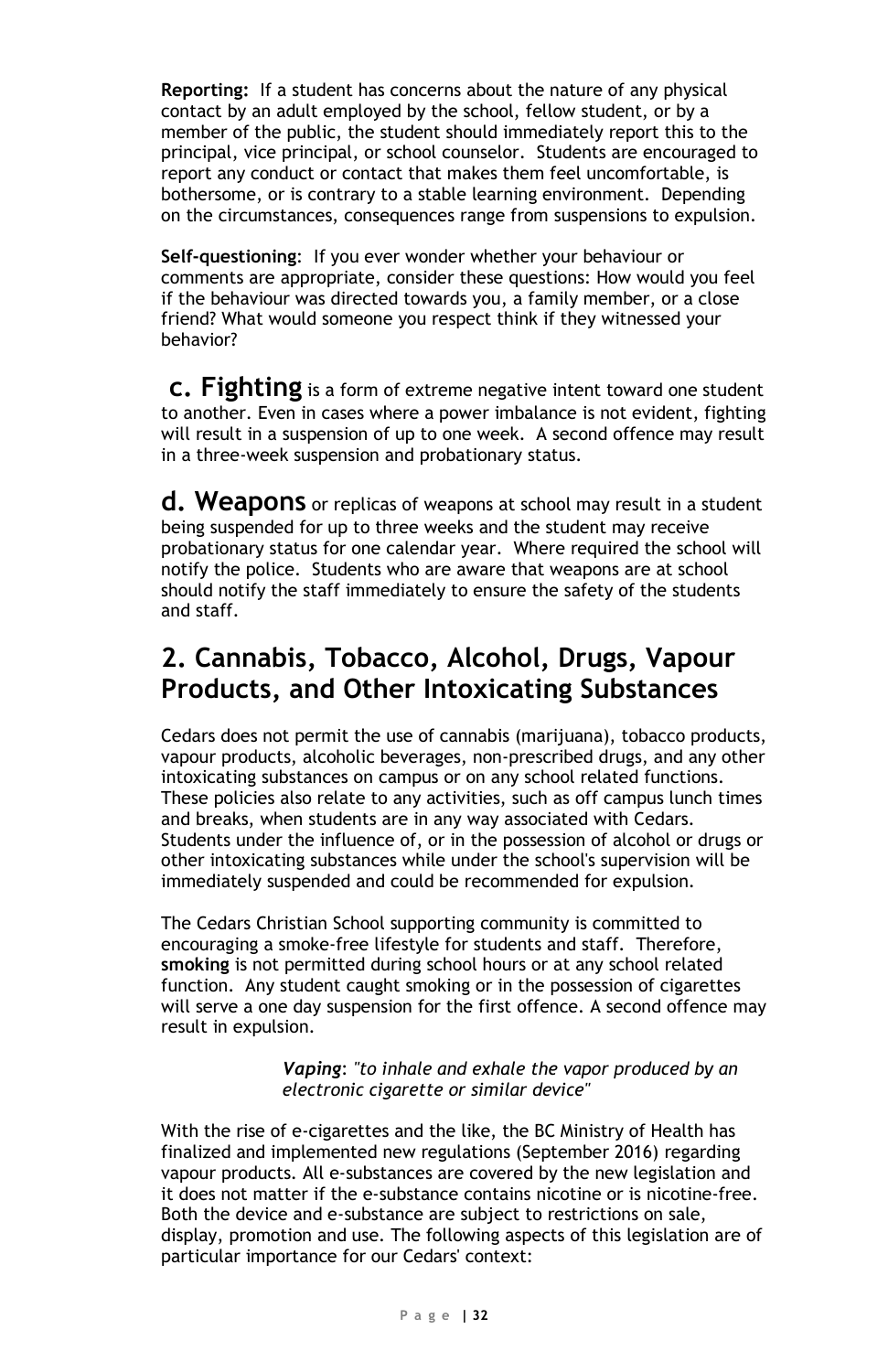**Reporting:** If a student has concerns about the nature of any physical contact by an adult employed by the school, fellow student, or by a member of the public, the student should immediately report this to the principal, vice principal, or school counselor. Students are encouraged to report any conduct or contact that makes them feel uncomfortable, is bothersome, or is contrary to a stable learning environment. Depending on the circumstances, consequences range from suspensions to expulsion.

**Self-questioning**: If you ever wonder whether your behaviour or comments are appropriate, consider these questions: How would you feel if the behaviour was directed towards you, a family member, or a close friend? What would someone you respect think if they witnessed your behavior?

**c. Fighting** is a form of extreme negative intent toward one student to another. Even in cases where a power imbalance is not evident, fighting will result in a suspension of up to one week. A second offence may result in a three-week suspension and probationary status.

**d. Weapons** or replicas of weapons at school may result in a student being suspended for up to three weeks and the student may receive probationary status for one calendar year. Where required the school will notify the police. Students who are aware that weapons are at school should notify the staff immediately to ensure the safety of the students and staff.

## 2. Cannabis, Tobacco, Alcohol, Drugs, Vapour Products, and Other Intoxicating Substances

Cedars does not permit the use of cannabis (marijuana), tobacco products, vapour products, alcoholic beverages, non-prescribed drugs, and any other intoxicating substances on campus or on any school related functions. These policies also relate to any activities, such as off campus lunch times and breaks, when students are in any way associated with Cedars. Students under the influence of, or in the possession of alcohol or drugs or other intoxicating substances while under the school's supervision will be immediately suspended and could be recommended for expulsion.

The Cedars Christian School supporting community is committed to encouraging a smoke-free lifestyle for students and staff. Therefore, **smoking** is not permitted during school hours or at any school related function. Any student caught smoking or in the possession of cigarettes will serve a one day suspension for the first offence. A second offence may result in expulsion.

> ***Vaping***: *"to inhale and exhale the vapor produced by an electronic cigarette or similar device"*

With the rise of e-cigarettes and the like, the BC Ministry of Health has finalized and implemented new regulations (September 2016) regarding vapour products. All e-substances are covered by the new legislation and it does not matter if the e-substance contains nicotine or is nicotine-free. Both the device and e-substance are subject to restrictions on sale, display, promotion and use. The following aspects of this legislation are of particular importance for our Cedars' context: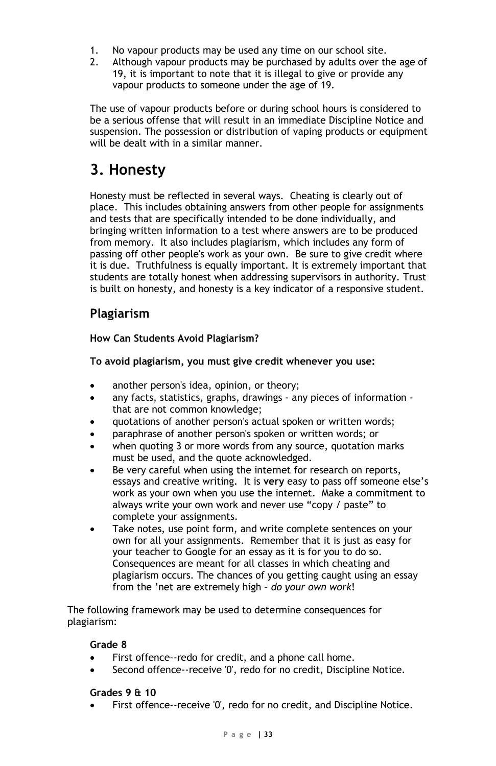1. No vapour products may be used any time on our school site.
2. Although vapour products may be purchased by adults over the age of 19, it is important to note that it is illegal to give or provide any vapour products to someone under the age of 19.

The use of vapour products before or during school hours is considered to be a serious offense that will result in an immediate Discipline Notice and suspension. The possession or distribution of vaping products or equipment will be dealt with in a similar manner.

# 3. Honesty

Honesty must be reflected in several ways. Cheating is clearly out of place. This includes obtaining answers from other people for assignments and tests that are specifically intended to be done individually, and bringing written information to a test where answers are to be produced from memory. It also includes plagiarism, which includes any form of passing off other people's work as your own. Be sure to give credit where it is due. Truthfulness is equally important. It is extremely important that students are totally honest when addressing supervisors in authority. Trust is built on honesty, and honesty is a key indicator of a responsive student.

## Plagiarism

**How Can Students Avoid Plagiarism?**

**To avoid plagiarism, you must give credit whenever you use:**

- another person's idea, opinion, or theory;
- any facts, statistics, graphs, drawings - any pieces of information - that are not common knowledge;
- quotations of another person's actual spoken or written words;
- paraphrase of another person's spoken or written words; or
- when quoting 3 or more words from any source, quotation marks must be used, and the quote acknowledged.
- Be very careful when using the internet for research on reports, essays and creative writing. It is **very** easy to pass off someone else's work as your own when you use the internet. Make a commitment to always write your own work and never use "copy / paste" to complete your assignments.
- Take notes, use point form, and write complete sentences on your own for all your assignments. Remember that it is just as easy for your teacher to Google for an essay as it is for you to do so. Consequences are meant for all classes in which cheating and plagiarism occurs. The chances of you getting caught using an essay from the 'net are extremely high – *do your own work*!

The following framework may be used to determine consequences for plagiarism:

**Grade 8**

- First offence--redo for credit, and a phone call home.
- Second offence--receive '0', redo for no credit, Discipline Notice.

**Grades 9 & 10**

- First offence--receive '0', redo for no credit, and Discipline Notice.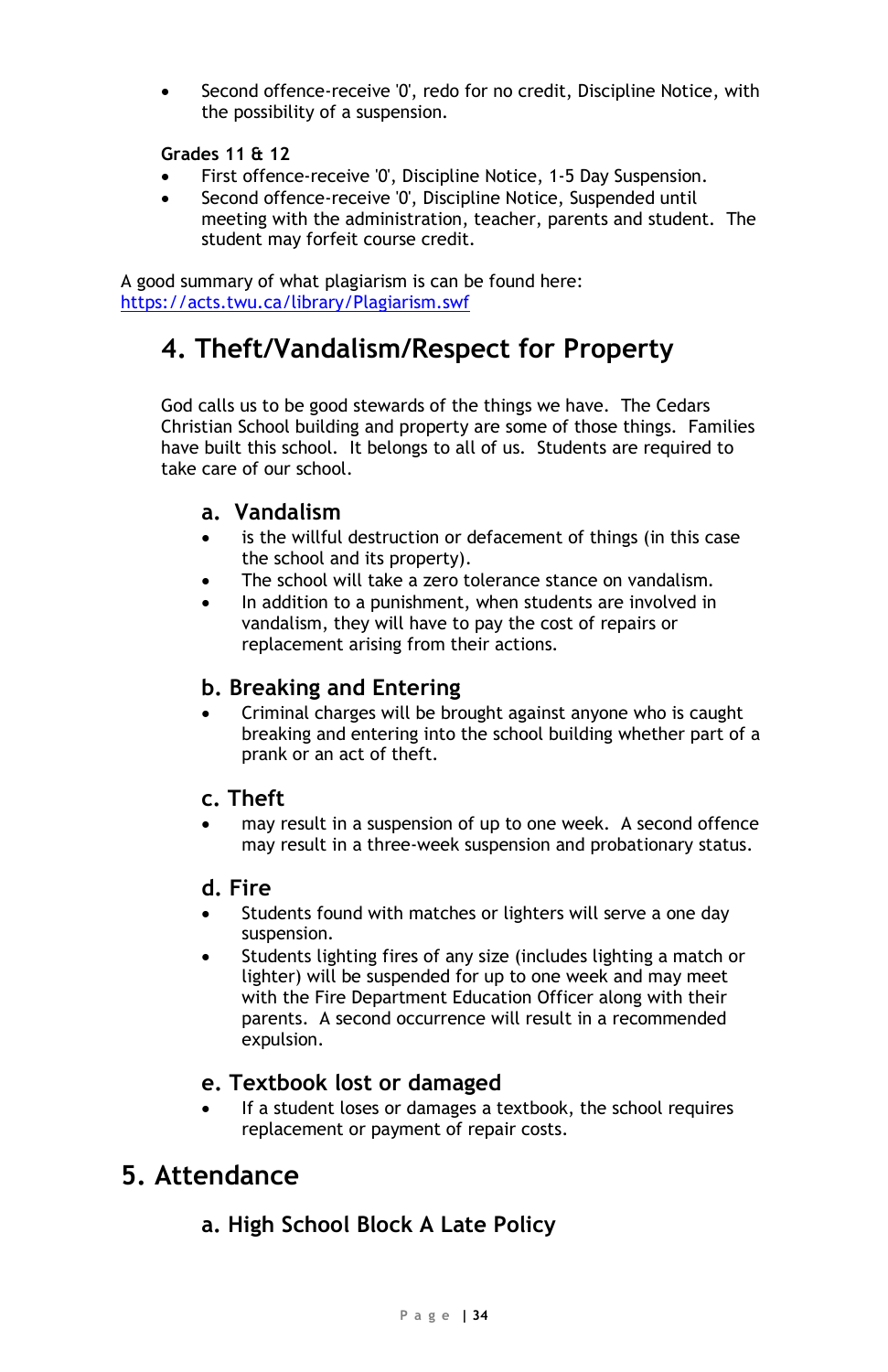- Second offence-receive '0', redo for no credit, Discipline Notice, with the possibility of a suspension.

**Grades 11 & 12**

- First offence-receive '0', Discipline Notice, 1-5 Day Suspension.
- Second offence-receive '0', Discipline Notice, Suspended until meeting with the administration, teacher, parents and student. The student may forfeit course credit.

A good summary of what plagiarism is can be found here: [https://acts.twu.ca/library/Plagiarism.swf](https://acts.twu.ca/library/Plagiarism.swf)

# 4. Theft/Vandalism/Respect for Property

God calls us to be good stewards of the things we have. The Cedars Christian School building and property are some of those things. Families have built this school. It belongs to all of us. Students are required to take care of our school.

## a. Vandalism

- is the willful destruction or defacement of things (in this case the school and its property).
- The school will take a zero tolerance stance on vandalism.
- In addition to a punishment, when students are involved in vandalism, they will have to pay the cost of repairs or replacement arising from their actions.

## b. Breaking and Entering

- Criminal charges will be brought against anyone who is caught breaking and entering into the school building whether part of a prank or an act of theft.

## c. Theft

- may result in a suspension of up to one week. A second offence may result in a three-week suspension and probationary status.

## d. Fire

- Students found with matches or lighters will serve a one day suspension.
- Students lighting fires of any size (includes lighting a match or lighter) will be suspended for up to one week and may meet with the Fire Department Education Officer along with their parents. A second occurrence will result in a recommended expulsion.

## e. Textbook lost or damaged

- If a student loses or damages a textbook, the school requires replacement or payment of repair costs.

# 5. Attendance

## a. High School Block A Late Policy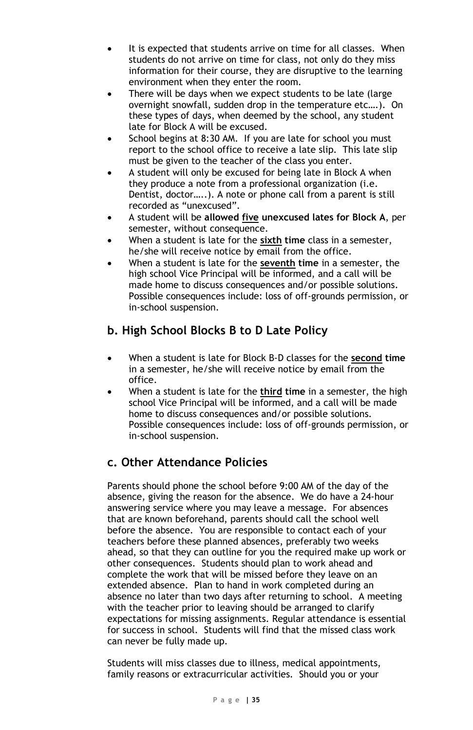- It is expected that students arrive on time for all classes. When students do not arrive on time for class, not only do they miss information for their course, they are disruptive to the learning environment when they enter the room.
- There will be days when we expect students to be late (large overnight snowfall, sudden drop in the temperature etc….). On these types of days, when deemed by the school, any student late for Block A will be excused.
- School begins at 8:30 AM. If you are late for school you must report to the school office to receive a late slip. This late slip must be given to the teacher of the class you enter.
- A student will only be excused for being late in Block A when they produce a note from a professional organization (i.e. Dentist, doctor…..). A note or phone call from a parent is still recorded as "unexcused".
- A student will be **allowed <u>five</u> unexcused lates for Block A**, per semester, without consequence.
- When a student is late for the **<u>sixth</u> time** class in a semester, he/she will receive notice by email from the office.
- When a student is late for the **<u>seventh</u> time** in a semester, the high school Vice Principal will be informed, and a call will be made home to discuss consequences and/or possible solutions. Possible consequences include: loss of off-grounds permission, or in-school suspension.

## b. High School Blocks B to D Late Policy

- When a student is late for Block B-D classes for the **<u>second</u> time** in a semester, he/she will receive notice by email from the office.
- When a student is late for the **<u>third</u> time** in a semester, the high school Vice Principal will be informed, and a call will be made home to discuss consequences and/or possible solutions. Possible consequences include: loss of off-grounds permission, or in-school suspension.

## c. Other Attendance Policies

Parents should phone the school before 9:00 AM of the day of the absence, giving the reason for the absence. We do have a 24-hour answering service where you may leave a message. For absences that are known beforehand, parents should call the school well before the absence. You are responsible to contact each of your teachers before these planned absences, preferably two weeks ahead, so that they can outline for you the required make up work or other consequences. Students should plan to work ahead and complete the work that will be missed before they leave on an extended absence. Plan to hand in work completed during an absence no later than two days after returning to school. A meeting with the teacher prior to leaving should be arranged to clarify expectations for missing assignments. Regular attendance is essential for success in school. Students will find that the missed class work can never be fully made up.

Students will miss classes due to illness, medical appointments, family reasons or extracurricular activities. Should you or your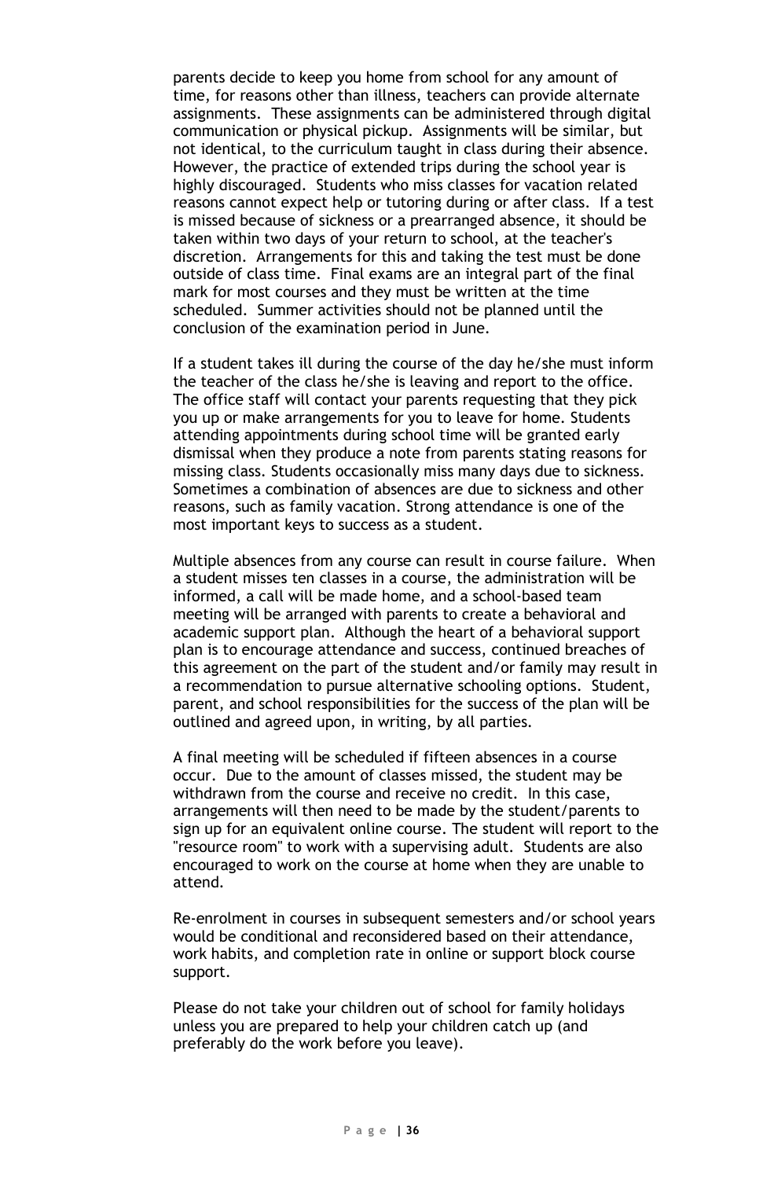parents decide to keep you home from school for any amount of time, for reasons other than illness, teachers can provide alternate assignments. These assignments can be administered through digital communication or physical pickup. Assignments will be similar, but not identical, to the curriculum taught in class during their absence. However, the practice of extended trips during the school year is highly discouraged. Students who miss classes for vacation related reasons cannot expect help or tutoring during or after class. If a test is missed because of sickness or a prearranged absence, it should be taken within two days of your return to school, at the teacher's discretion. Arrangements for this and taking the test must be done outside of class time. Final exams are an integral part of the final mark for most courses and they must be written at the time scheduled. Summer activities should not be planned until the conclusion of the examination period in June.

If a student takes ill during the course of the day he/she must inform the teacher of the class he/she is leaving and report to the office. The office staff will contact your parents requesting that they pick you up or make arrangements for you to leave for home. Students attending appointments during school time will be granted early dismissal when they produce a note from parents stating reasons for missing class. Students occasionally miss many days due to sickness. Sometimes a combination of absences are due to sickness and other reasons, such as family vacation. Strong attendance is one of the most important keys to success as a student.

Multiple absences from any course can result in course failure. When a student misses ten classes in a course, the administration will be informed, a call will be made home, and a school-based team meeting will be arranged with parents to create a behavioral and academic support plan. Although the heart of a behavioral support plan is to encourage attendance and success, continued breaches of this agreement on the part of the student and/or family may result in a recommendation to pursue alternative schooling options. Student, parent, and school responsibilities for the success of the plan will be outlined and agreed upon, in writing, by all parties.

A final meeting will be scheduled if fifteen absences in a course occur. Due to the amount of classes missed, the student may be withdrawn from the course and receive no credit. In this case, arrangements will then need to be made by the student/parents to sign up for an equivalent online course. The student will report to the "resource room" to work with a supervising adult. Students are also encouraged to work on the course at home when they are unable to attend.

Re-enrolment in courses in subsequent semesters and/or school years would be conditional and reconsidered based on their attendance, work habits, and completion rate in online or support block course support.

Please do not take your children out of school for family holidays unless you are prepared to help your children catch up (and preferably do the work before you leave).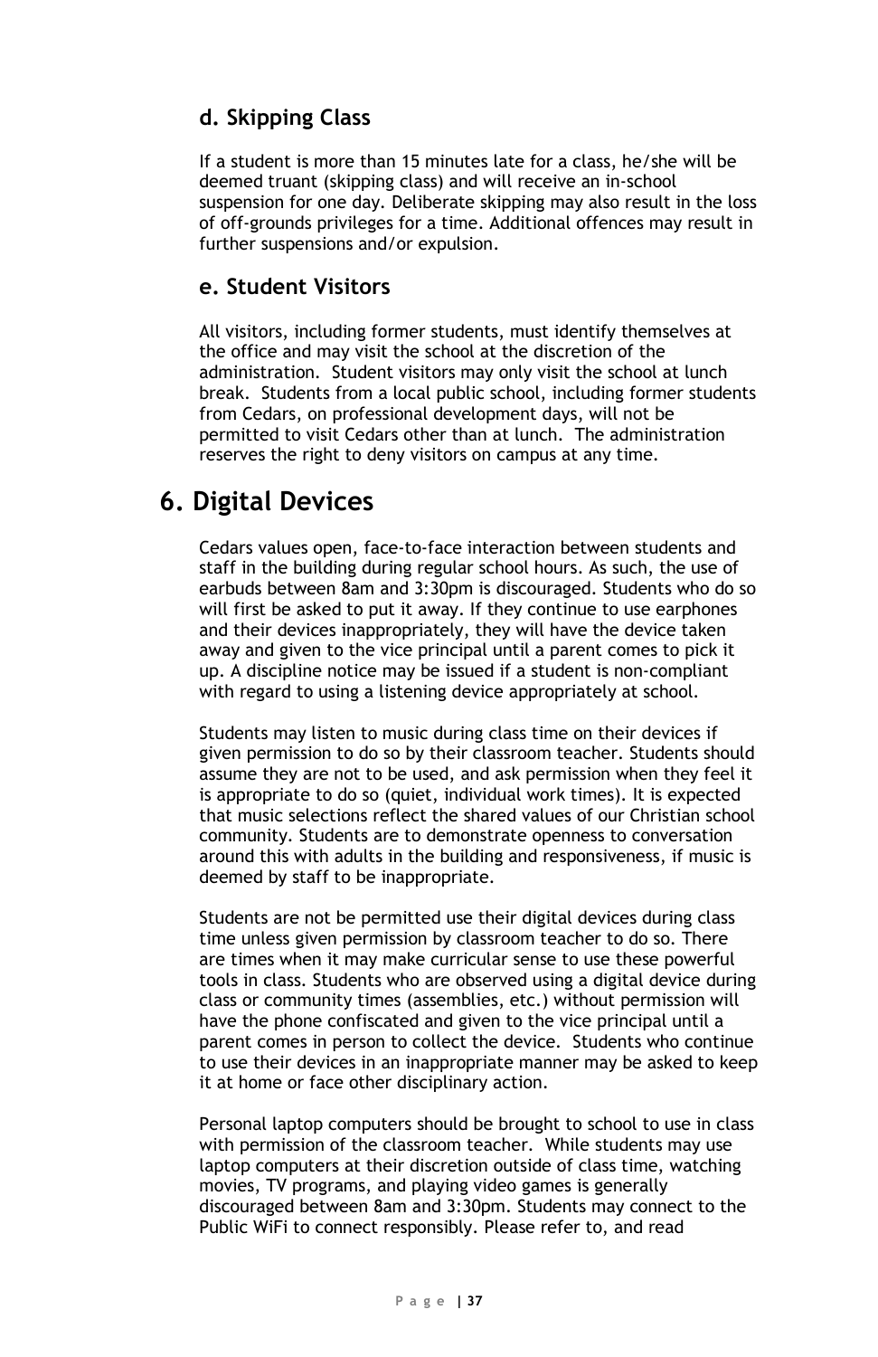### d. Skipping Class

If a student is more than 15 minutes late for a class, he/she will be deemed truant (skipping class) and will receive an in-school suspension for one day. Deliberate skipping may also result in the loss of off-grounds privileges for a time. Additional offences may result in further suspensions and/or expulsion.

### e. Student Visitors

All visitors, including former students, must identify themselves at the office and may visit the school at the discretion of the administration. Student visitors may only visit the school at lunch break. Students from a local public school, including former students from Cedars, on professional development days, will not be permitted to visit Cedars other than at lunch. The administration reserves the right to deny visitors on campus at any time.

## 6. Digital Devices

Cedars values open, face-to-face interaction between students and staff in the building during regular school hours. As such, the use of earbuds between 8am and 3:30pm is discouraged. Students who do so will first be asked to put it away. If they continue to use earphones and their devices inappropriately, they will have the device taken away and given to the vice principal until a parent comes to pick it up. A discipline notice may be issued if a student is non-compliant with regard to using a listening device appropriately at school.

Students may listen to music during class time on their devices if given permission to do so by their classroom teacher. Students should assume they are not to be used, and ask permission when they feel it is appropriate to do so (quiet, individual work times). It is expected that music selections reflect the shared values of our Christian school community. Students are to demonstrate openness to conversation around this with adults in the building and responsiveness, if music is deemed by staff to be inappropriate.

Students are not be permitted use their digital devices during class time unless given permission by classroom teacher to do so. There are times when it may make curricular sense to use these powerful tools in class. Students who are observed using a digital device during class or community times (assemblies, etc.) without permission will have the phone confiscated and given to the vice principal until a parent comes in person to collect the device. Students who continue to use their devices in an inappropriate manner may be asked to keep it at home or face other disciplinary action.

Personal laptop computers should be brought to school to use in class with permission of the classroom teacher. While students may use laptop computers at their discretion outside of class time, watching movies, TV programs, and playing video games is generally discouraged between 8am and 3:30pm. Students may connect to the Public WiFi to connect responsibly. Please refer to, and read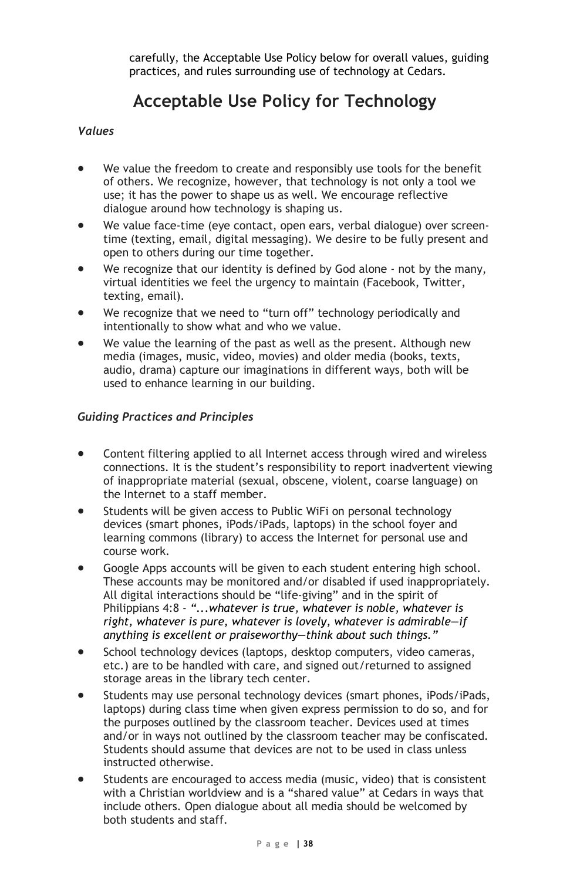carefully, the Acceptable Use Policy below for overall values, guiding practices, and rules surrounding use of technology at Cedars.

# Acceptable Use Policy for Technology

*Values*

- We value the freedom to create and responsibly use tools for the benefit of others. We recognize, however, that technology is not only a tool we use; it has the power to shape us as well. We encourage reflective dialogue around how technology is shaping us.
- We value face-time (eye contact, open ears, verbal dialogue) over screen-time (texting, email, digital messaging). We desire to be fully present and open to others during our time together.
- We recognize that our identity is defined by God alone - not by the many, virtual identities we feel the urgency to maintain (Facebook, Twitter, texting, email).
- We recognize that we need to "turn off" technology periodically and intentionally to show what and who we value.
- We value the learning of the past as well as the present. Although new media (images, music, video, movies) and older media (books, texts, audio, drama) capture our imaginations in different ways, both will be used to enhance learning in our building.

*Guiding Practices and Principles*

- Content filtering applied to all Internet access through wired and wireless connections. It is the student's responsibility to report inadvertent viewing of inappropriate material (sexual, obscene, violent, coarse language) on the Internet to a staff member.
- Students will be given access to Public WiFi on personal technology devices (smart phones, iPods/iPads, laptops) in the school foyer and learning commons (library) to access the Internet for personal use and course work.
- Google Apps accounts will be given to each student entering high school. These accounts may be monitored and/or disabled if used inappropriately. All digital interactions should be "life-giving" and in the spirit of Philippians 4:8 - *"...whatever is true, whatever is noble, whatever is right, whatever is pure, whatever is lovely, whatever is admirable—if anything is excellent or praiseworthy—think about such things."*
- School technology devices (laptops, desktop computers, video cameras, etc.) are to be handled with care, and signed out/returned to assigned storage areas in the library tech center.
- Students may use personal technology devices (smart phones, iPods/iPads, laptops) during class time when given express permission to do so, and for the purposes outlined by the classroom teacher. Devices used at times and/or in ways not outlined by the classroom teacher may be confiscated. Students should assume that devices are not to be used in class unless instructed otherwise.
- Students are encouraged to access media (music, video) that is consistent with a Christian worldview and is a "shared value" at Cedars in ways that include others. Open dialogue about all media should be welcomed by both students and staff.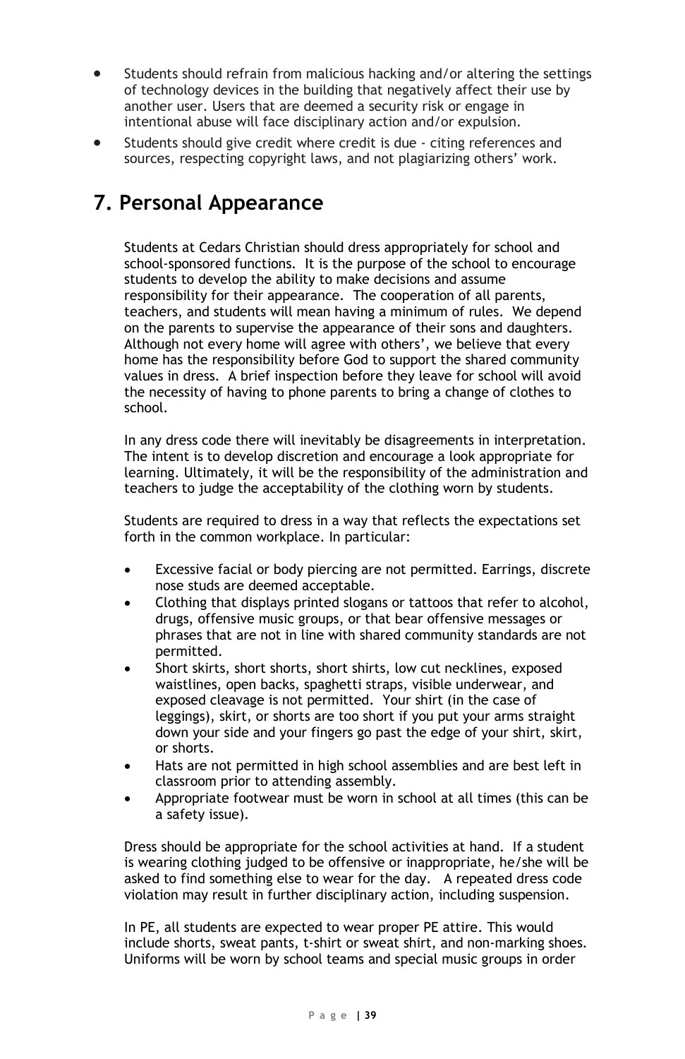- Students should refrain from malicious hacking and/or altering the settings of technology devices in the building that negatively affect their use by another user. Users that are deemed a security risk or engage in intentional abuse will face disciplinary action and/or expulsion.
- Students should give credit where credit is due - citing references and sources, respecting copyright laws, and not plagiarizing others' work.

## 7. Personal Appearance

Students at Cedars Christian should dress appropriately for school and school-sponsored functions. It is the purpose of the school to encourage students to develop the ability to make decisions and assume responsibility for their appearance. The cooperation of all parents, teachers, and students will mean having a minimum of rules. We depend on the parents to supervise the appearance of their sons and daughters. Although not every home will agree with others', we believe that every home has the responsibility before God to support the shared community values in dress. A brief inspection before they leave for school will avoid the necessity of having to phone parents to bring a change of clothes to school.

In any dress code there will inevitably be disagreements in interpretation. The intent is to develop discretion and encourage a look appropriate for learning. Ultimately, it will be the responsibility of the administration and teachers to judge the acceptability of the clothing worn by students.

Students are required to dress in a way that reflects the expectations set forth in the common workplace. In particular:

- Excessive facial or body piercing are not permitted. Earrings, discrete nose studs are deemed acceptable.
- Clothing that displays printed slogans or tattoos that refer to alcohol, drugs, offensive music groups, or that bear offensive messages or phrases that are not in line with shared community standards are not permitted.
- Short skirts, short shorts, short shirts, low cut necklines, exposed waistlines, open backs, spaghetti straps, visible underwear, and exposed cleavage is not permitted. Your shirt (in the case of leggings), skirt, or shorts are too short if you put your arms straight down your side and your fingers go past the edge of your shirt, skirt, or shorts.
- Hats are not permitted in high school assemblies and are best left in classroom prior to attending assembly.
- Appropriate footwear must be worn in school at all times (this can be a safety issue).

Dress should be appropriate for the school activities at hand. If a student is wearing clothing judged to be offensive or inappropriate, he/she will be asked to find something else to wear for the day. A repeated dress code violation may result in further disciplinary action, including suspension.

In PE, all students are expected to wear proper PE attire. This would include shorts, sweat pants, t-shirt or sweat shirt, and non-marking shoes. Uniforms will be worn by school teams and special music groups in order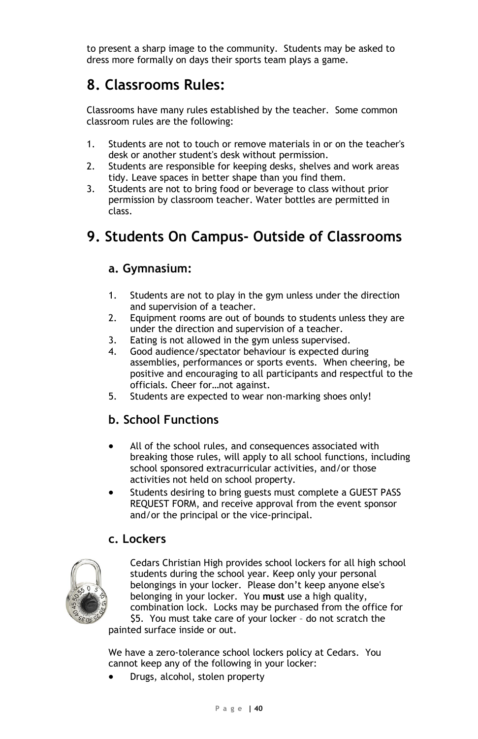to present a sharp image to the community. Students may be asked to dress more formally on days their sports team plays a game.

## 8. Classrooms Rules:

Classrooms have many rules established by the teacher. Some common classroom rules are the following:

1. Students are not to touch or remove materials in or on the teacher's desk or another student's desk without permission.
2. Students are responsible for keeping desks, shelves and work areas tidy. Leave spaces in better shape than you find them.
3. Students are not to bring food or beverage to class without prior permission by classroom teacher. Water bottles are permitted in class.

## 9. Students On Campus- Outside of Classrooms

### a. Gymnasium:

1. Students are not to play in the gym unless under the direction and supervision of a teacher.
2. Equipment rooms are out of bounds to students unless they are under the direction and supervision of a teacher.
3. Eating is not allowed in the gym unless supervised.
4. Good audience/spectator behaviour is expected during assemblies, performances or sports events. When cheering, be positive and encouraging to all participants and respectful to the officials. Cheer for…not against.
5. Students are expected to wear non-marking shoes only!

### b. School Functions

- All of the school rules, and consequences associated with breaking those rules, will apply to all school functions, including school sponsored extracurricular activities, and/or those activities not held on school property.
- Students desiring to bring guests must complete a GUEST PASS REQUEST FORM, and receive approval from the event sponsor and/or the principal or the vice-principal.

### c. Lockers

Cedars Christian High provides school lockers for all high school students during the school year. Keep only your personal belongings in your locker. Please don't keep anyone else's belonging in your locker. You **must** use a high quality, combination lock. Locks may be purchased from the office for $5. You must take care of your locker – do not scratch the painted surface inside or out.

We have a zero-tolerance school lockers policy at Cedars. You cannot keep any of the following in your locker:

- Drugs, alcohol, stolen property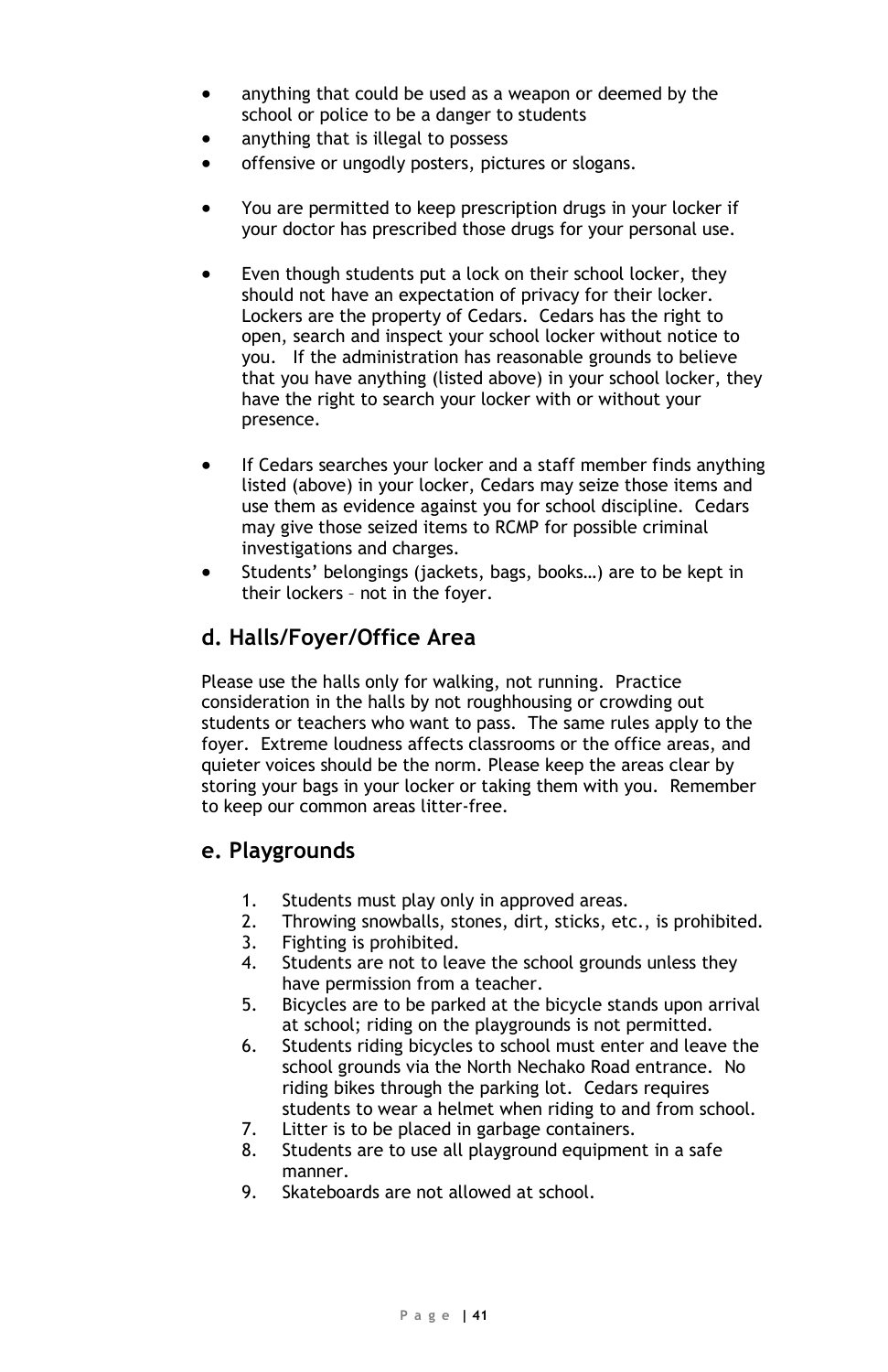- anything that could be used as a weapon or deemed by the school or police to be a danger to students
- anything that is illegal to possess
- offensive or ungodly posters, pictures or slogans.

- You are permitted to keep prescription drugs in your locker if your doctor has prescribed those drugs for your personal use.

- Even though students put a lock on their school locker, they should not have an expectation of privacy for their locker. Lockers are the property of Cedars. Cedars has the right to open, search and inspect your school locker without notice to you. If the administration has reasonable grounds to believe that you have anything (listed above) in your school locker, they have the right to search your locker with or without your presence.

- If Cedars searches your locker and a staff member finds anything listed (above) in your locker, Cedars may seize those items and use them as evidence against you for school discipline. Cedars may give those seized items to RCMP for possible criminal investigations and charges.
- Students' belongings (jackets, bags, books…) are to be kept in their lockers – not in the foyer.

## d. Halls/Foyer/Office Area

Please use the halls only for walking, not running. Practice consideration in the halls by not roughhousing or crowding out students or teachers who want to pass. The same rules apply to the foyer. Extreme loudness affects classrooms or the office areas, and quieter voices should be the norm. Please keep the areas clear by storing your bags in your locker or taking them with you. Remember to keep our common areas litter-free.

## e. Playgrounds

1. Students must play only in approved areas.
2. Throwing snowballs, stones, dirt, sticks, etc., is prohibited.
3. Fighting is prohibited.
4. Students are not to leave the school grounds unless they have permission from a teacher.
5. Bicycles are to be parked at the bicycle stands upon arrival at school; riding on the playgrounds is not permitted.
6. Students riding bicycles to school must enter and leave the school grounds via the North Nechako Road entrance. No riding bikes through the parking lot. Cedars requires students to wear a helmet when riding to and from school.
7. Litter is to be placed in garbage containers.
8. Students are to use all playground equipment in a safe manner.
9. Skateboards are not allowed at school.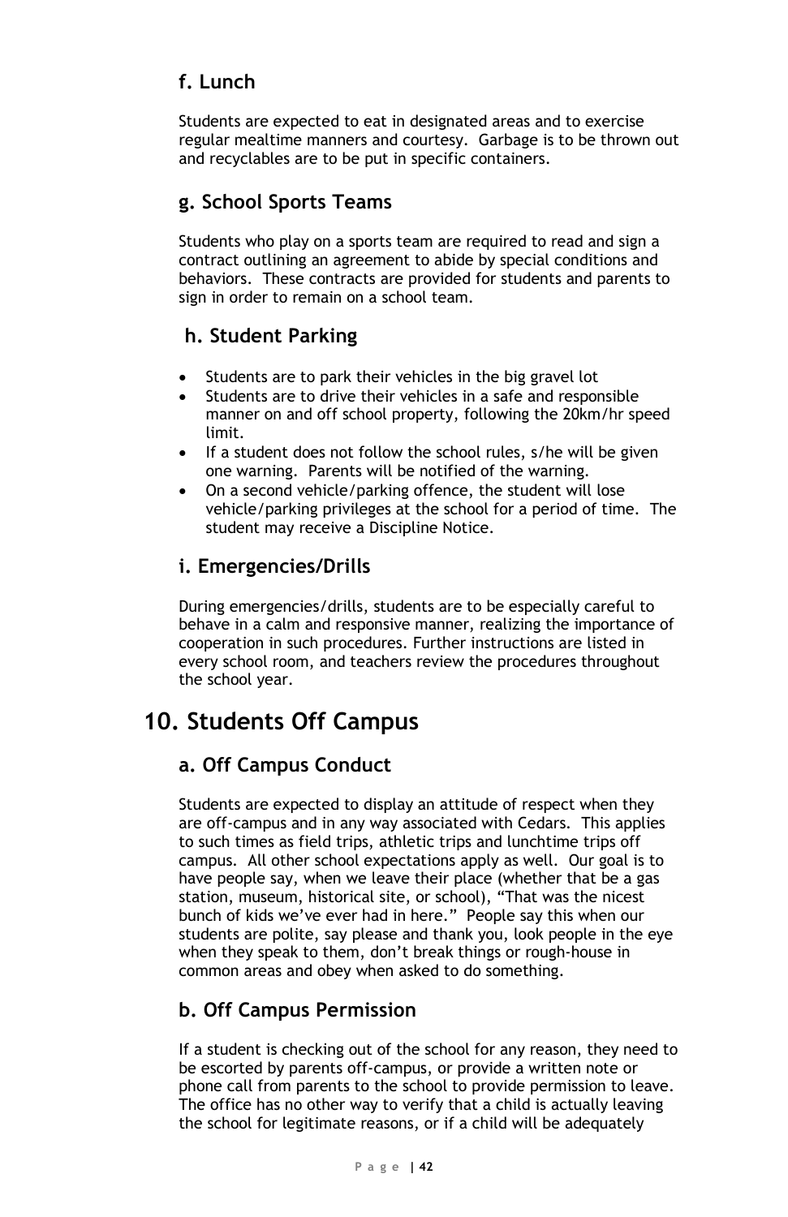### f. Lunch

Students are expected to eat in designated areas and to exercise regular mealtime manners and courtesy. Garbage is to be thrown out and recyclables are to be put in specific containers.

### g. School Sports Teams

Students who play on a sports team are required to read and sign a contract outlining an agreement to abide by special conditions and behaviors. These contracts are provided for students and parents to sign in order to remain on a school team.

### h. Student Parking

- Students are to park their vehicles in the big gravel lot
- Students are to drive their vehicles in a safe and responsible manner on and off school property, following the 20km/hr speed limit.
- If a student does not follow the school rules, s/he will be given one warning. Parents will be notified of the warning.
- On a second vehicle/parking offence, the student will lose vehicle/parking privileges at the school for a period of time. The student may receive a Discipline Notice.

### i. Emergencies/Drills

During emergencies/drills, students are to be especially careful to behave in a calm and responsive manner, realizing the importance of cooperation in such procedures. Further instructions are listed in every school room, and teachers review the procedures throughout the school year.

## 10. Students Off Campus

### a. Off Campus Conduct

Students are expected to display an attitude of respect when they are off-campus and in any way associated with Cedars. This applies to such times as field trips, athletic trips and lunchtime trips off campus. All other school expectations apply as well. Our goal is to have people say, when we leave their place (whether that be a gas station, museum, historical site, or school), "That was the nicest bunch of kids we've ever had in here." People say this when our students are polite, say please and thank you, look people in the eye when they speak to them, don't break things or rough-house in common areas and obey when asked to do something.

### b. Off Campus Permission

If a student is checking out of the school for any reason, they need to be escorted by parents off-campus, or provide a written note or phone call from parents to the school to provide permission to leave. The office has no other way to verify that a child is actually leaving the school for legitimate reasons, or if a child will be adequately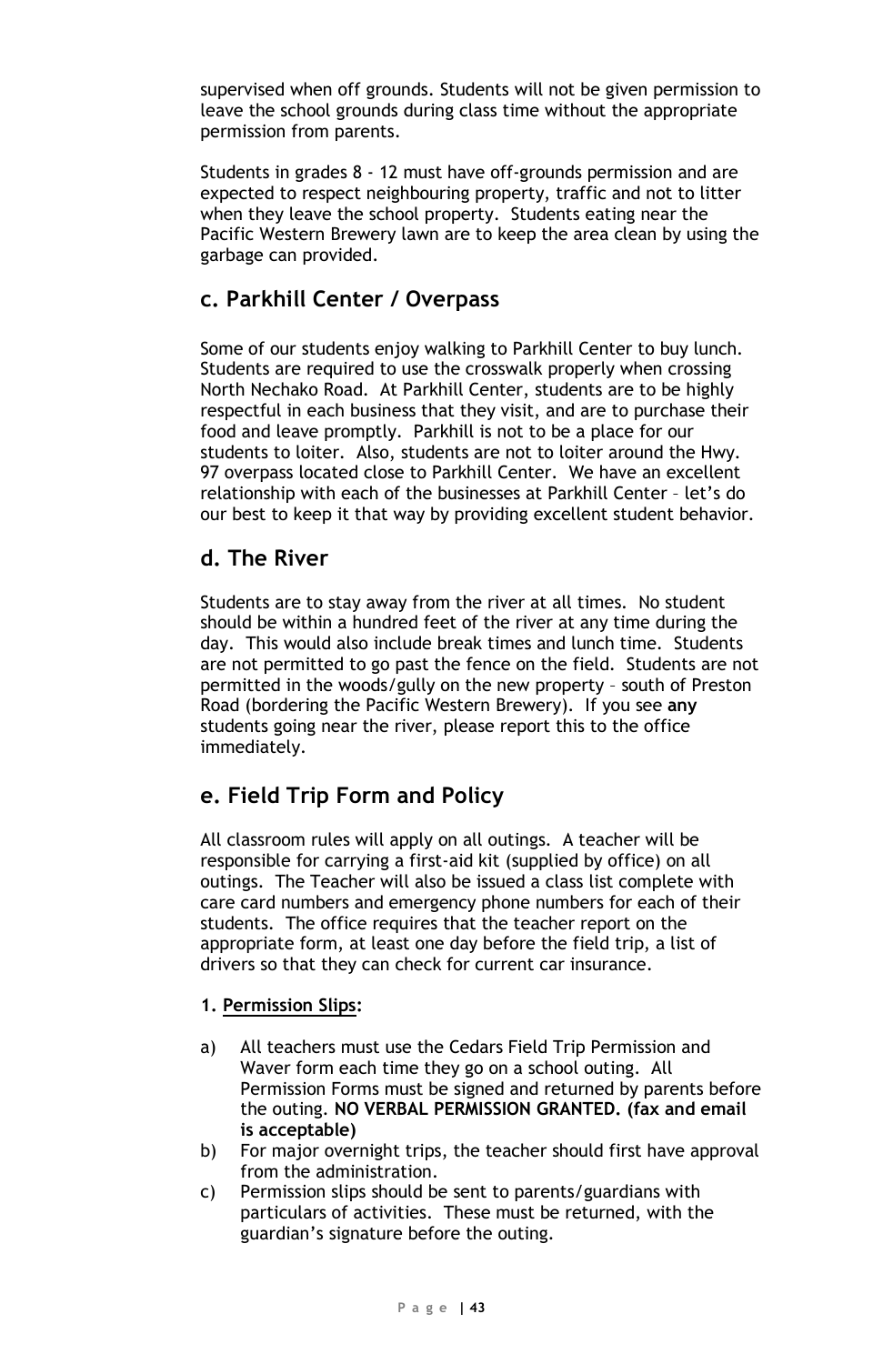supervised when off grounds. Students will not be given permission to leave the school grounds during class time without the appropriate permission from parents.

Students in grades 8 - 12 must have off-grounds permission and are expected to respect neighbouring property, traffic and not to litter when they leave the school property. Students eating near the Pacific Western Brewery lawn are to keep the area clean by using the garbage can provided.

## c. Parkhill Center / Overpass

Some of our students enjoy walking to Parkhill Center to buy lunch. Students are required to use the crosswalk properly when crossing North Nechako Road. At Parkhill Center, students are to be highly respectful in each business that they visit, and are to purchase their food and leave promptly. Parkhill is not to be a place for our students to loiter. Also, students are not to loiter around the Hwy. 97 overpass located close to Parkhill Center. We have an excellent relationship with each of the businesses at Parkhill Center – let's do our best to keep it that way by providing excellent student behavior.

## d. The River

Students are to stay away from the river at all times. No student should be within a hundred feet of the river at any time during the day. This would also include break times and lunch time. Students are not permitted to go past the fence on the field. Students are not permitted in the woods/gully on the new property – south of Preston Road (bordering the Pacific Western Brewery). If you see **any** students going near the river, please report this to the office immediately.

## e. Field Trip Form and Policy

All classroom rules will apply on all outings. A teacher will be responsible for carrying a first-aid kit (supplied by office) on all outings. The Teacher will also be issued a class list complete with care card numbers and emergency phone numbers for each of their students. The office requires that the teacher report on the appropriate form, at least one day before the field trip, a list of drivers so that they can check for current car insurance.

**1. <u>Permission Slips</u>:**

a) All teachers must use the Cedars Field Trip Permission and Waver form each time they go on a school outing. All Permission Forms must be signed and returned by parents before the outing. **NO VERBAL PERMISSION GRANTED. (fax and email is acceptable)**

b) For major overnight trips, the teacher should first have approval from the administration.

c) Permission slips should be sent to parents/guardians with particulars of activities. These must be returned, with the guardian's signature before the outing.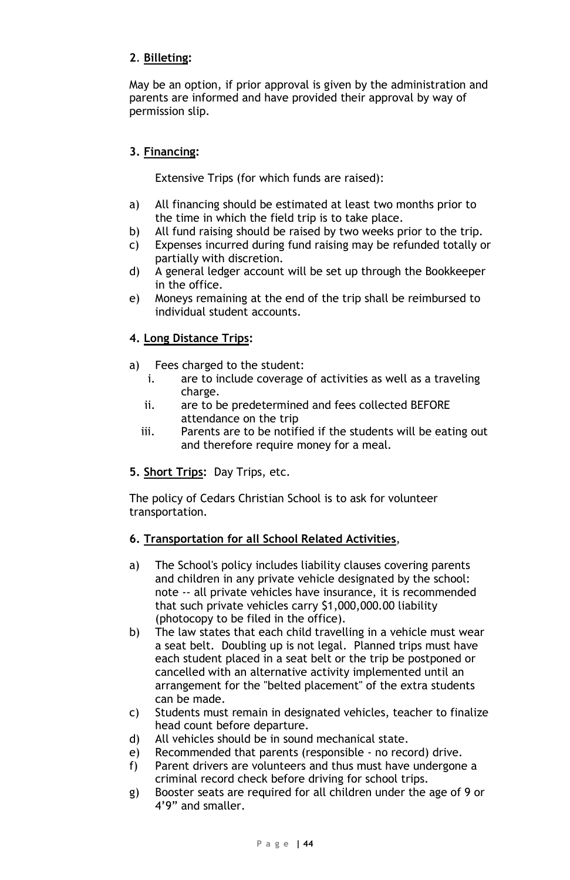**2**. **Billeting:**

May be an option, if prior approval is given by the administration and parents are informed and have provided their approval by way of permission slip.

**3. Financing:**

Extensive Trips (for which funds are raised):

a) All financing should be estimated at least two months prior to the time in which the field trip is to take place.
b) All fund raising should be raised by two weeks prior to the trip.
c) Expenses incurred during fund raising may be refunded totally or partially with discretion.
d) A general ledger account will be set up through the Bookkeeper in the office.
e) Moneys remaining at the end of the trip shall be reimbursed to individual student accounts.

**4. Long Distance Trips:**

a) Fees charged to the student:
   i. are to include coverage of activities as well as a traveling charge.
   ii. are to be predetermined and fees collected BEFORE attendance on the trip
   iii. Parents are to be notified if the students will be eating out and therefore require money for a meal.

**5. Short Trips:** Day Trips, etc.

The policy of Cedars Christian School is to ask for volunteer transportation.

**6. Transportation for all School Related Activities**,

a) The School's policy includes liability clauses covering parents and children in any private vehicle designated by the school: note -- all private vehicles have insurance, it is recommended that such private vehicles carry $1,000,000.00 liability (photocopy to be filed in the office).
b) The law states that each child travelling in a vehicle must wear a seat belt. Doubling up is not legal. Planned trips must have each student placed in a seat belt or the trip be postponed or cancelled with an alternative activity implemented until an arrangement for the "belted placement" of the extra students can be made.
c) Students must remain in designated vehicles, teacher to finalize head count before departure.
d) All vehicles should be in sound mechanical state.
e) Recommended that parents (responsible - no record) drive.
f) Parent drivers are volunteers and thus must have undergone a criminal record check before driving for school trips.
g) Booster seats are required for all children under the age of 9 or 4'9" and smaller.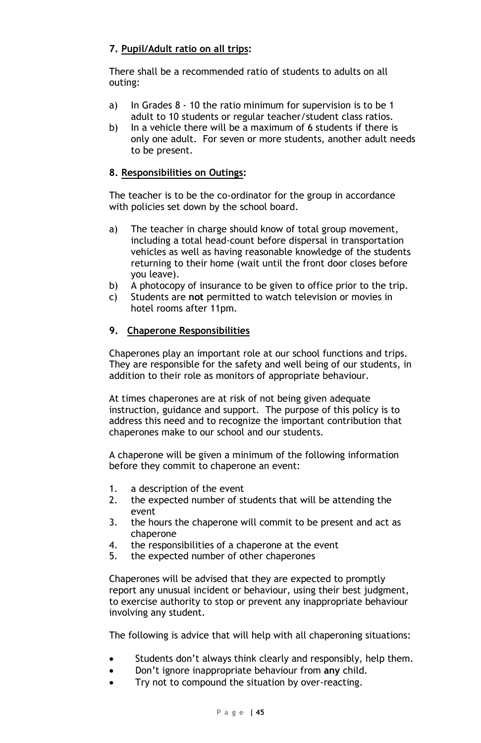### 7. <u>Pupil/Adult ratio on all trips</u>:

There shall be a recommended ratio of students to adults on all outing:

a) In Grades 8 - 10 the ratio minimum for supervision is to be 1 adult to 10 students or regular teacher/student class ratios.
b) In a vehicle there will be a maximum of 6 students if there is only one adult. For seven or more students, another adult needs to be present.

### 8. <u>Responsibilities on Outings</u>:

The teacher is to be the co-ordinator for the group in accordance with policies set down by the school board.

a) The teacher in charge should know of total group movement, including a total head-count before dispersal in transportation vehicles as well as having reasonable knowledge of the students returning to their home (wait until the front door closes before you leave).
b) A photocopy of insurance to be given to office prior to the trip.
c) Students are **not** permitted to watch television or movies in hotel rooms after 11pm.

### 9. <u>Chaperone Responsibilities</u>

Chaperones play an important role at our school functions and trips. They are responsible for the safety and well being of our students, in addition to their role as monitors of appropriate behaviour.

At times chaperones are at risk of not being given adequate instruction, guidance and support. The purpose of this policy is to address this need and to recognize the important contribution that chaperones make to our school and our students.

A chaperone will be given a minimum of the following information before they commit to chaperone an event:

1. a description of the event
2. the expected number of students that will be attending the event
3. the hours the chaperone will commit to be present and act as chaperone
4. the responsibilities of a chaperone at the event
5. the expected number of other chaperones

Chaperones will be advised that they are expected to promptly report any unusual incident or behaviour, using their best judgment, to exercise authority to stop or prevent any inappropriate behaviour involving any student.

The following is advice that will help with all chaperoning situations:

- Students don't always think clearly and responsibly, help them.
- Don't ignore inappropriate behaviour from **any** child.
- Try not to compound the situation by over-reacting.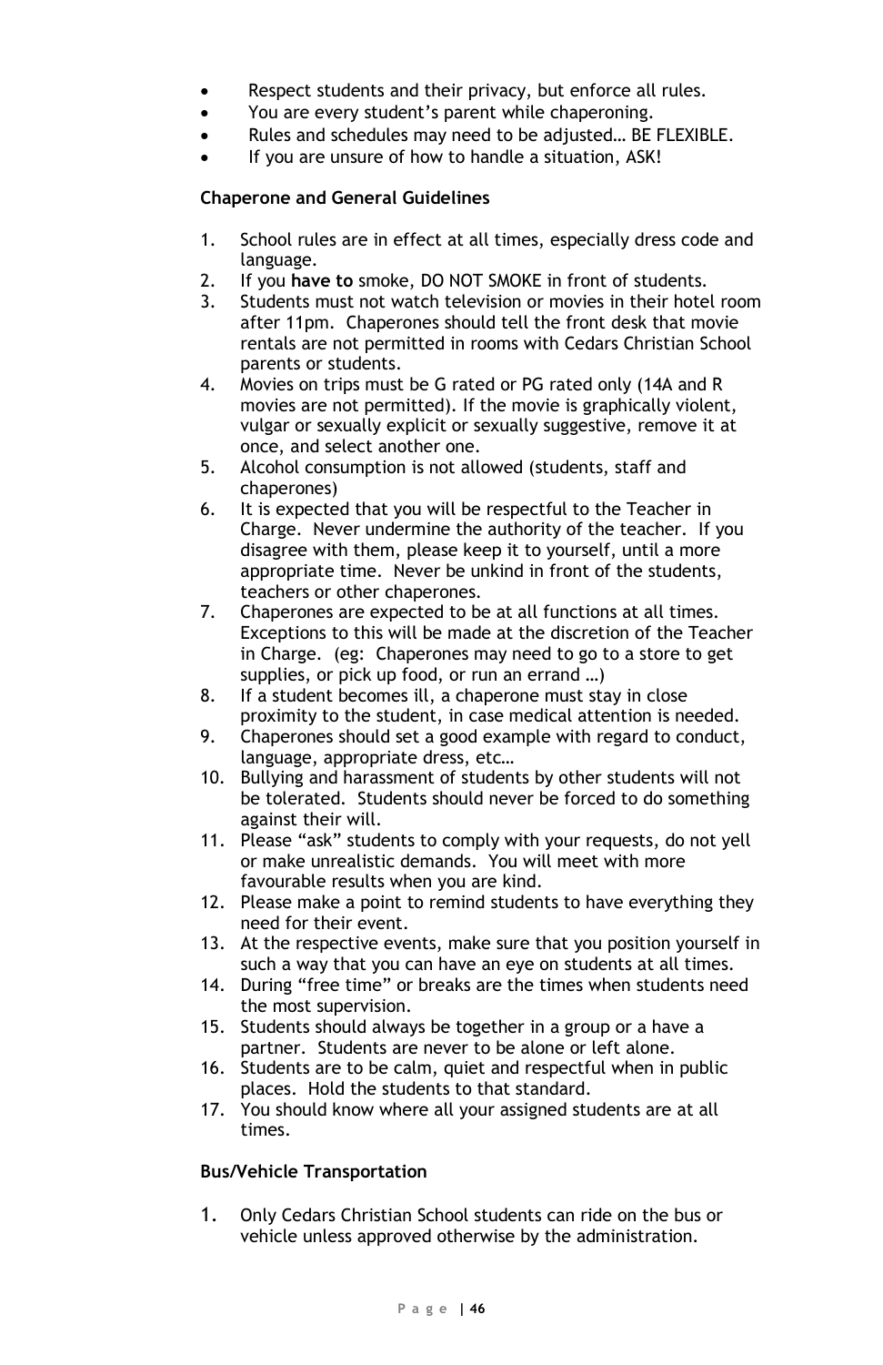- Respect students and their privacy, but enforce all rules.
- You are every student's parent while chaperoning.
- Rules and schedules may need to be adjusted… BE FLEXIBLE.
- If you are unsure of how to handle a situation, ASK!

**Chaperone and General Guidelines**

1. School rules are in effect at all times, especially dress code and language.
2. If you **have to** smoke, DO NOT SMOKE in front of students.
3. Students must not watch television or movies in their hotel room after 11pm. Chaperones should tell the front desk that movie rentals are not permitted in rooms with Cedars Christian School parents or students.
4. Movies on trips must be G rated or PG rated only (14A and R movies are not permitted). If the movie is graphically violent, vulgar or sexually explicit or sexually suggestive, remove it at once, and select another one.
5. Alcohol consumption is not allowed (students, staff and chaperones)
6. It is expected that you will be respectful to the Teacher in Charge. Never undermine the authority of the teacher. If you disagree with them, please keep it to yourself, until a more appropriate time. Never be unkind in front of the students, teachers or other chaperones.
7. Chaperones are expected to be at all functions at all times. Exceptions to this will be made at the discretion of the Teacher in Charge. (eg: Chaperones may need to go to a store to get supplies, or pick up food, or run an errand …)
8. If a student becomes ill, a chaperone must stay in close proximity to the student, in case medical attention is needed.
9. Chaperones should set a good example with regard to conduct, language, appropriate dress, etc…
10. Bullying and harassment of students by other students will not be tolerated. Students should never be forced to do something against their will.
11. Please "ask" students to comply with your requests, do not yell or make unrealistic demands. You will meet with more favourable results when you are kind.
12. Please make a point to remind students to have everything they need for their event.
13. At the respective events, make sure that you position yourself in such a way that you can have an eye on students at all times.
14. During "free time" or breaks are the times when students need the most supervision.
15. Students should always be together in a group or a have a partner. Students are never to be alone or left alone.
16. Students are to be calm, quiet and respectful when in public places. Hold the students to that standard.
17. You should know where all your assigned students are at all times.

**Bus/Vehicle Transportation**

1. Only Cedars Christian School students can ride on the bus or vehicle unless approved otherwise by the administration.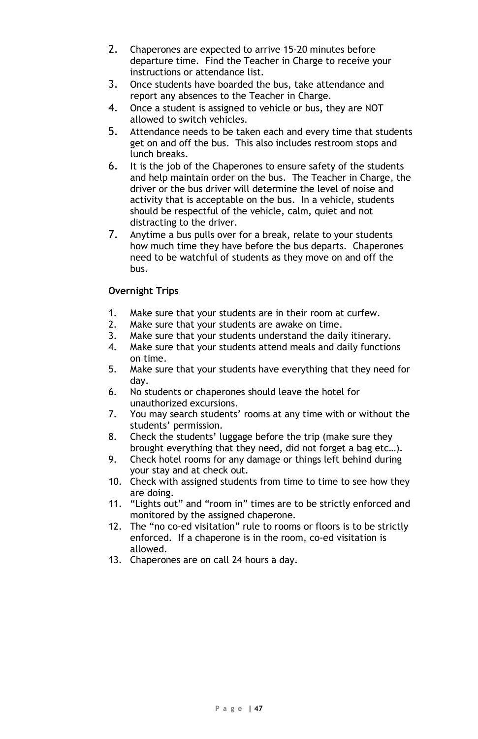2. Chaperones are expected to arrive 15-20 minutes before departure time. Find the Teacher in Charge to receive your instructions or attendance list.
3. Once students have boarded the bus, take attendance and report any absences to the Teacher in Charge.
4. Once a student is assigned to vehicle or bus, they are NOT allowed to switch vehicles.
5. Attendance needs to be taken each and every time that students get on and off the bus. This also includes restroom stops and lunch breaks.
6. It is the job of the Chaperones to ensure safety of the students and help maintain order on the bus. The Teacher in Charge, the driver or the bus driver will determine the level of noise and activity that is acceptable on the bus. In a vehicle, students should be respectful of the vehicle, calm, quiet and not distracting to the driver.
7. Anytime a bus pulls over for a break, relate to your students how much time they have before the bus departs. Chaperones need to be watchful of students as they move on and off the bus.

**Overnight Trips**

1. Make sure that your students are in their room at curfew.
2. Make sure that your students are awake on time.
3. Make sure that your students understand the daily itinerary.
4. Make sure that your students attend meals and daily functions on time.
5. Make sure that your students have everything that they need for day.
6. No students or chaperones should leave the hotel for unauthorized excursions.
7. You may search students' rooms at any time with or without the students' permission.
8. Check the students' luggage before the trip (make sure they brought everything that they need, did not forget a bag etc…).
9. Check hotel rooms for any damage or things left behind during your stay and at check out.
10. Check with assigned students from time to time to see how they are doing.
11. "Lights out" and "room in" times are to be strictly enforced and monitored by the assigned chaperone.
12. The "no co-ed visitation" rule to rooms or floors is to be strictly enforced. If a chaperone is in the room, co-ed visitation is allowed.
13. Chaperones are on call 24 hours a day.